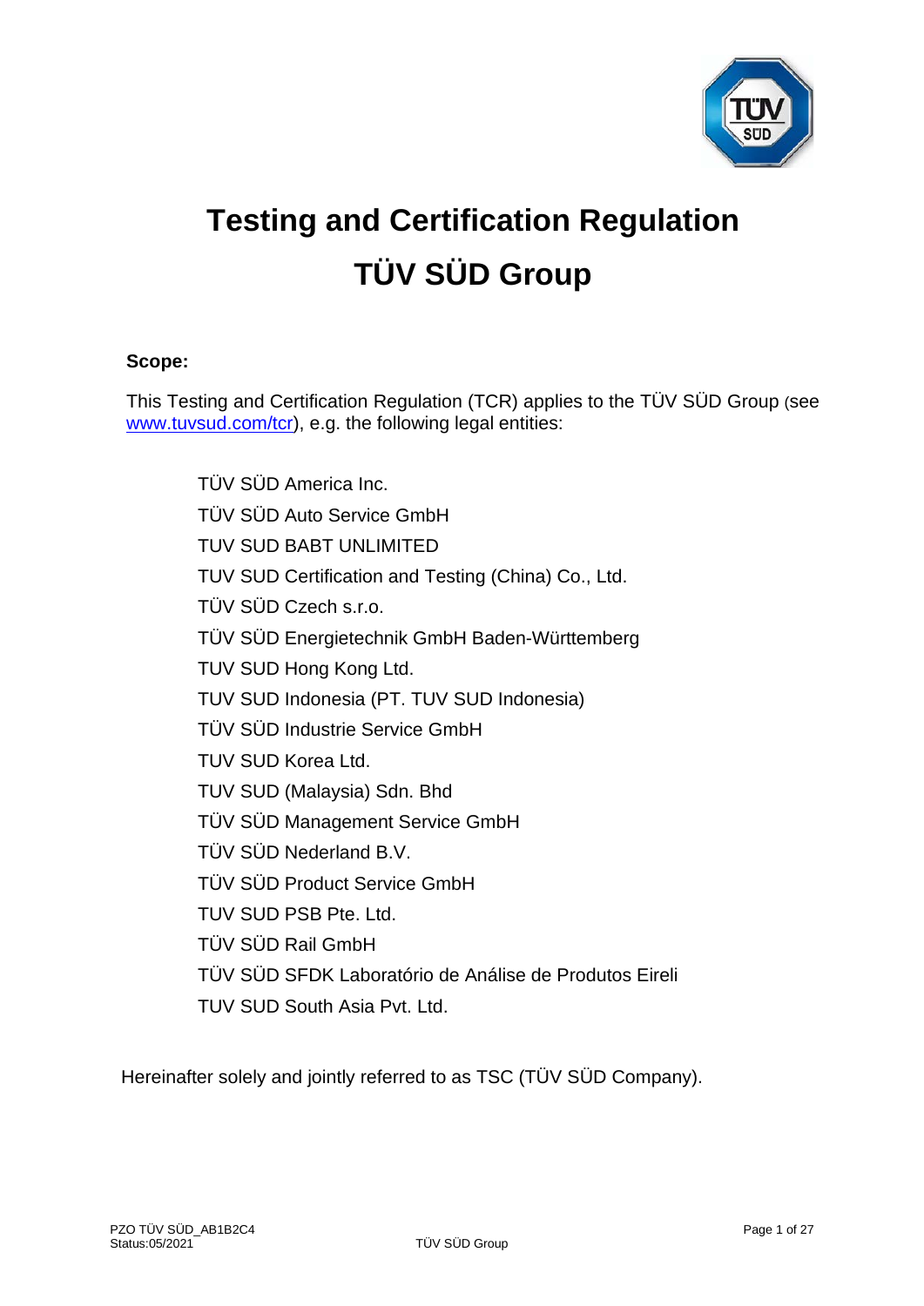# Testing and Certification Regulation
# TÜV SÜD Group

**Scope:**

This Testing and Certification Regulation (TCR) applies to the TÜV SÜD Group (see www.tuvsud.com/tcr), e.g. the following legal entities:

- TÜV SÜD America Inc.
- TÜV SÜD Auto Service GmbH
- TUV SUD BABT UNLIMITED
- TUV SUD Certification and Testing (China) Co., Ltd.
- TÜV SÜD Czech s.r.o.
- TÜV SÜD Energietechnik GmbH Baden-Württemberg
- TUV SUD Hong Kong Ltd.
- TUV SUD Indonesia (PT. TUV SUD Indonesia)
- TÜV SÜD Industrie Service GmbH
- TUV SUD Korea Ltd.
- TUV SUD (Malaysia) Sdn. Bhd
- TÜV SÜD Management Service GmbH
- TÜV SÜD Nederland B.V.
- TÜV SÜD Product Service GmbH
- TUV SUD PSB Pte. Ltd.
- TÜV SÜD Rail GmbH
- TÜV SÜD SFDK Laboratório de Análise de Produtos Eireli
- TUV SUD South Asia Pvt. Ltd.

Hereinafter solely and jointly referred to as TSC (TÜV SÜD Company).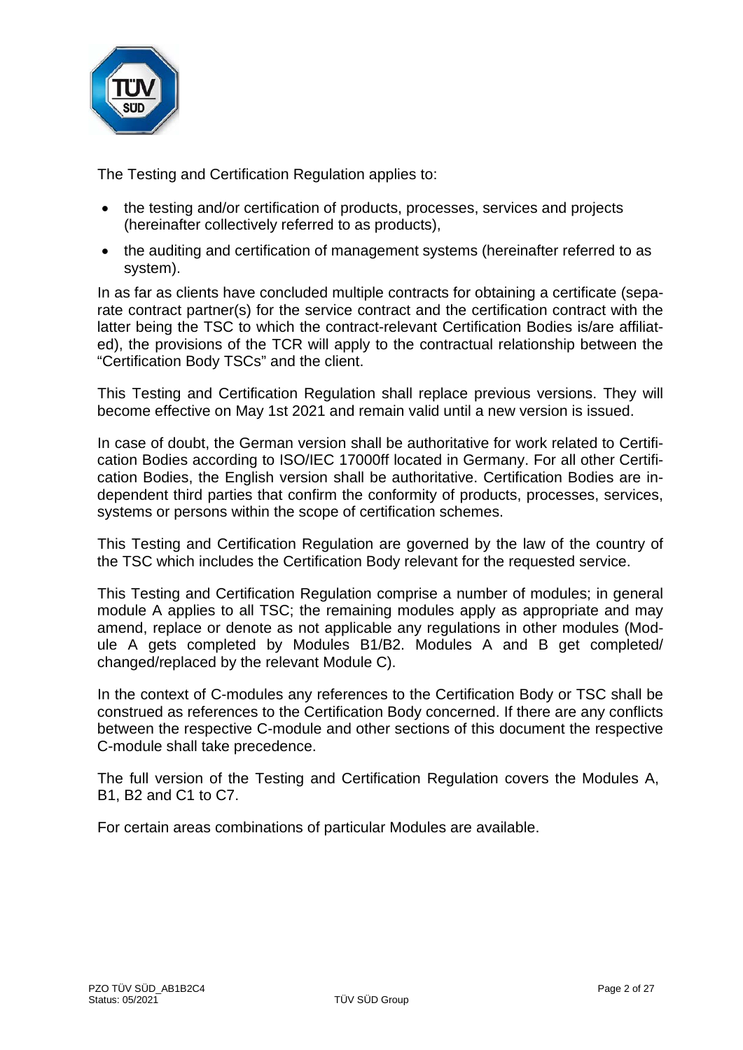The Testing and Certification Regulation applies to:

- the testing and/or certification of products, processes, services and projects (hereinafter collectively referred to as products),
- the auditing and certification of management systems (hereinafter referred to as system).

In as far as clients have concluded multiple contracts for obtaining a certificate (separate contract partner(s) for the service contract and the certification contract with the latter being the TSC to which the contract-relevant Certification Bodies is/are affiliated), the provisions of the TCR will apply to the contractual relationship between the "Certification Body TSCs" and the client.

This Testing and Certification Regulation shall replace previous versions. They will become effective on May 1st 2021 and remain valid until a new version is issued.

In case of doubt, the German version shall be authoritative for work related to Certification Bodies according to ISO/IEC 17000ff located in Germany. For all other Certification Bodies, the English version shall be authoritative. Certification Bodies are independent third parties that confirm the conformity of products, processes, services, systems or persons within the scope of certification schemes.

This Testing and Certification Regulation are governed by the law of the country of the TSC which includes the Certification Body relevant for the requested service.

This Testing and Certification Regulation comprise a number of modules; in general module A applies to all TSC; the remaining modules apply as appropriate and may amend, replace or denote as not applicable any regulations in other modules (Module A gets completed by Modules B1/B2. Modules A and B get completed/ changed/replaced by the relevant Module C).

In the context of C-modules any references to the Certification Body or TSC shall be construed as references to the Certification Body concerned. If there are any conflicts between the respective C-module and other sections of this document the respective C-module shall take precedence.

The full version of the Testing and Certification Regulation covers the Modules A, B1, B2 and C1 to C7.

For certain areas combinations of particular Modules are available.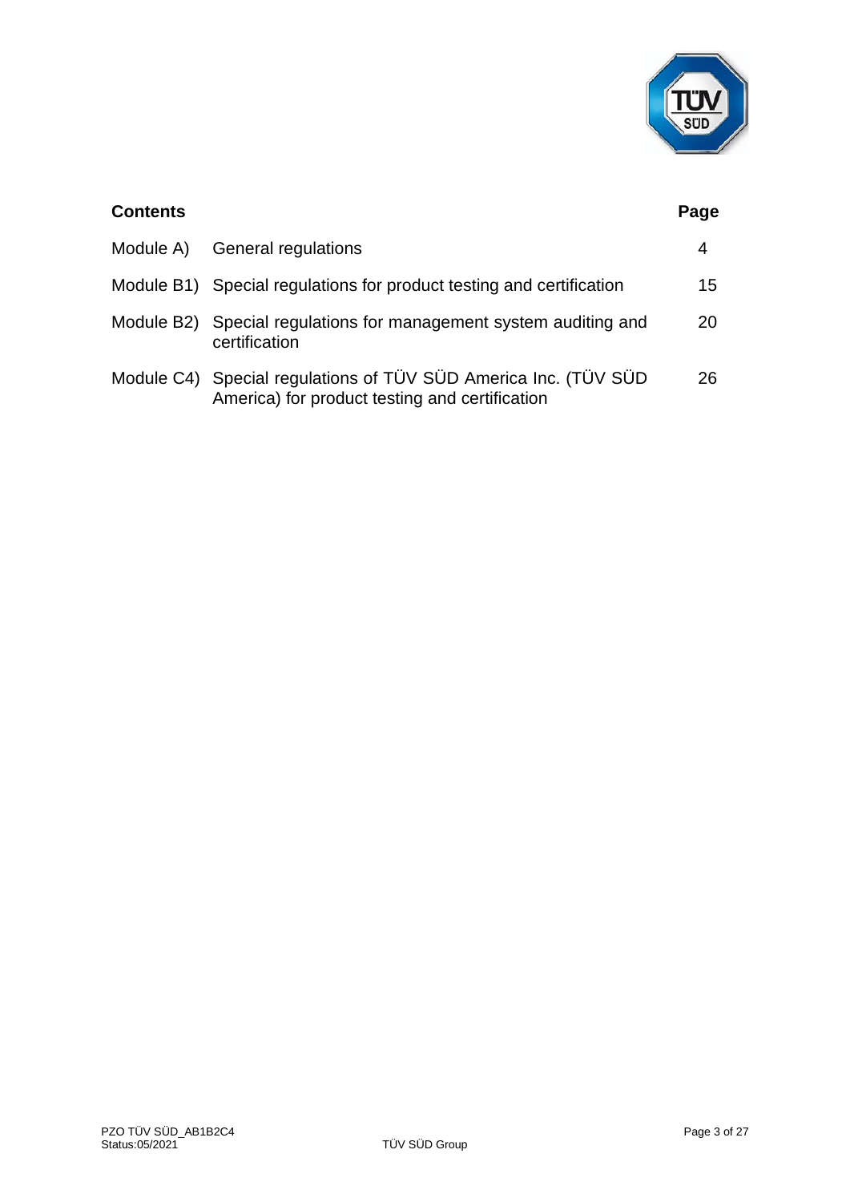| **Contents** | | **Page** |
|---|---|---|
| Module A) | General regulations | 4 |
| Module B1) | Special regulations for product testing and certification | 15 |
| Module B2) | Special regulations for management system auditing and certification | 20 |
| Module C4) | Special regulations of TÜV SÜD America Inc. (TÜV SÜD America) for product testing and certification | 26 |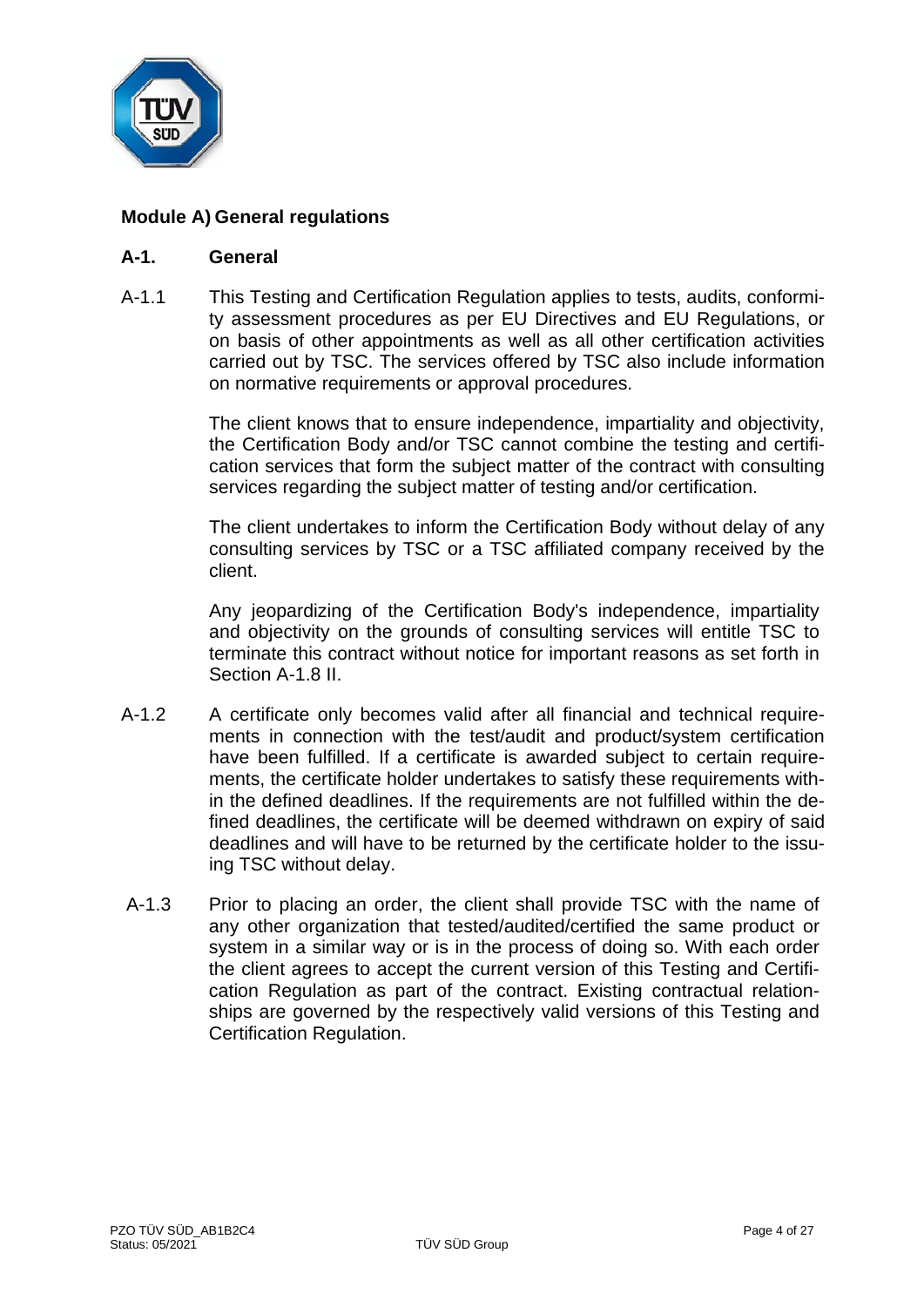## Module A) General regulations

### A-1. General

A-1.1 This Testing and Certification Regulation applies to tests, audits, conformity assessment procedures as per EU Directives and EU Regulations, or on basis of other appointments as well as all other certification activities carried out by TSC. The services offered by TSC also include information on normative requirements or approval procedures.

The client knows that to ensure independence, impartiality and objectivity, the Certification Body and/or TSC cannot combine the testing and certification services that form the subject matter of the contract with consulting services regarding the subject matter of testing and/or certification.

The client undertakes to inform the Certification Body without delay of any consulting services by TSC or a TSC affiliated company received by the client.

Any jeopardizing of the Certification Body's independence, impartiality and objectivity on the grounds of consulting services will entitle TSC to terminate this contract without notice for important reasons as set forth in Section A-1.8 II.

A-1.2 A certificate only becomes valid after all financial and technical requirements in connection with the test/audit and product/system certification have been fulfilled. If a certificate is awarded subject to certain requirements, the certificate holder undertakes to satisfy these requirements within the defined deadlines. If the requirements are not fulfilled within the defined deadlines, the certificate will be deemed withdrawn on expiry of said deadlines and will have to be returned by the certificate holder to the issuing TSC without delay.

A-1.3 Prior to placing an order, the client shall provide TSC with the name of any other organization that tested/audited/certified the same product or system in a similar way or is in the process of doing so. With each order the client agrees to accept the current version of this Testing and Certification Regulation as part of the contract. Existing contractual relationships are governed by the respectively valid versions of this Testing and Certification Regulation.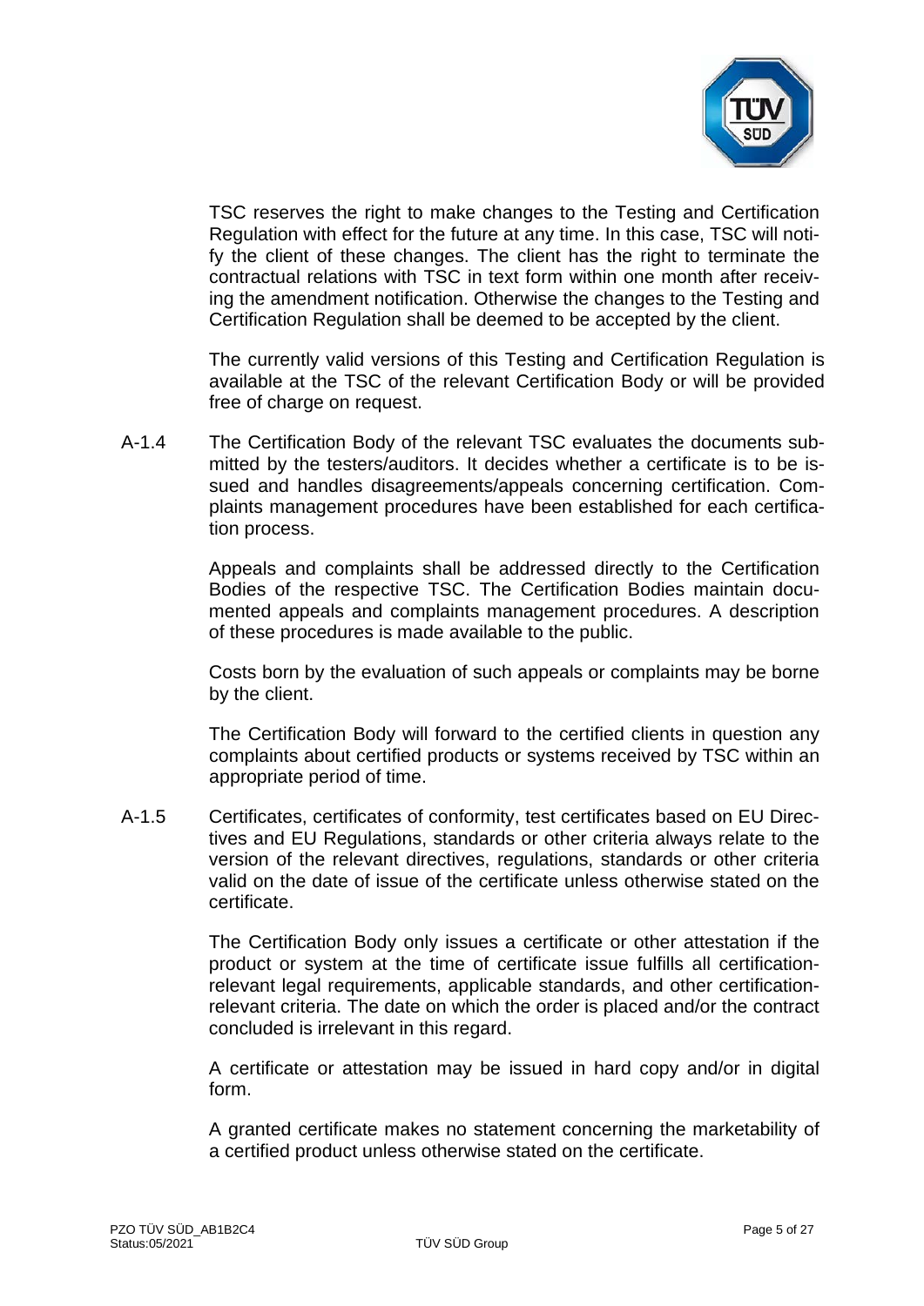TSC reserves the right to make changes to the Testing and Certification Regulation with effect for the future at any time. In this case, TSC will notify the client of these changes. The client has the right to terminate the contractual relations with TSC in text form within one month after receiving the amendment notification. Otherwise the changes to the Testing and Certification Regulation shall be deemed to be accepted by the client.

The currently valid versions of this Testing and Certification Regulation is available at the TSC of the relevant Certification Body or will be provided free of charge on request.

A-1.4 The Certification Body of the relevant TSC evaluates the documents submitted by the testers/auditors. It decides whether a certificate is to be issued and handles disagreements/appeals concerning certification. Complaints management procedures have been established for each certification process.

Appeals and complaints shall be addressed directly to the Certification Bodies of the respective TSC. The Certification Bodies maintain documented appeals and complaints management procedures. A description of these procedures is made available to the public.

Costs born by the evaluation of such appeals or complaints may be borne by the client.

The Certification Body will forward to the certified clients in question any complaints about certified products or systems received by TSC within an appropriate period of time.

A-1.5 Certificates, certificates of conformity, test certificates based on EU Directives and EU Regulations, standards or other criteria always relate to the version of the relevant directives, regulations, standards or other criteria valid on the date of issue of the certificate unless otherwise stated on the certificate.

The Certification Body only issues a certificate or other attestation if the product or system at the time of certificate issue fulfills all certification-relevant legal requirements, applicable standards, and other certification-relevant criteria. The date on which the order is placed and/or the contract concluded is irrelevant in this regard.

A certificate or attestation may be issued in hard copy and/or in digital form.

A granted certificate makes no statement concerning the marketability of a certified product unless otherwise stated on the certificate.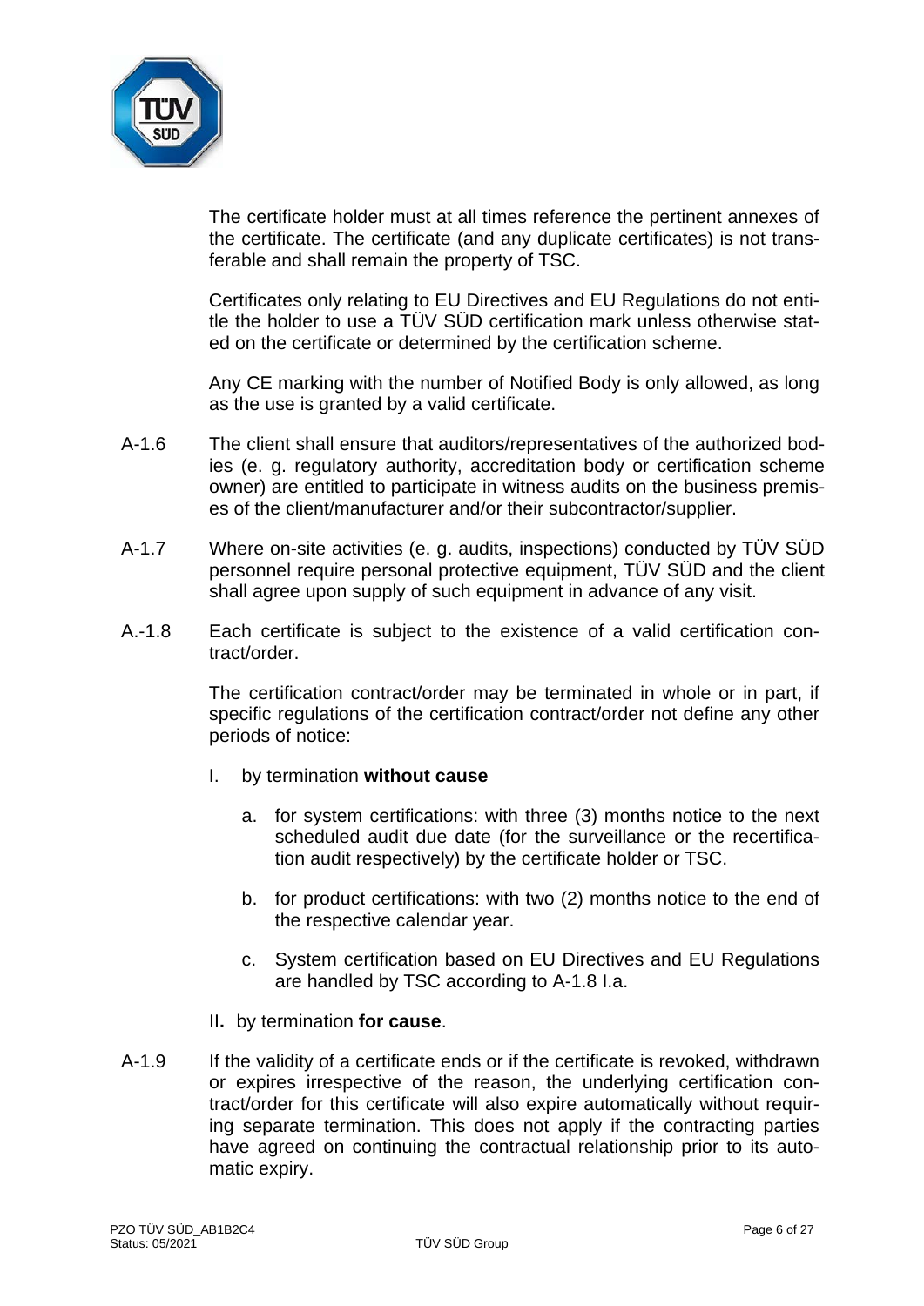The certificate holder must at all times reference the pertinent annexes of the certificate. The certificate (and any duplicate certificates) is not transferable and shall remain the property of TSC.

Certificates only relating to EU Directives and EU Regulations do not entitle the holder to use a TÜV SÜD certification mark unless otherwise stated on the certificate or determined by the certification scheme.

Any CE marking with the number of Notified Body is only allowed, as long as the use is granted by a valid certificate.

A-1.6 The client shall ensure that auditors/representatives of the authorized bodies (e. g. regulatory authority, accreditation body or certification scheme owner) are entitled to participate in witness audits on the business premises of the client/manufacturer and/or their subcontractor/supplier.

A-1.7 Where on-site activities (e. g. audits, inspections) conducted by TÜV SÜD personnel require personal protective equipment, TÜV SÜD and the client shall agree upon supply of such equipment in advance of any visit.

A.-1.8 Each certificate is subject to the existence of a valid certification contract/order.

The certification contract/order may be terminated in whole or in part, if specific regulations of the certification contract/order not define any other periods of notice:

I. by termination **without cause**

   a. for system certifications: with three (3) months notice to the next scheduled audit due date (for the surveillance or the recertification audit respectively) by the certificate holder or TSC.

   b. for product certifications: with two (2) months notice to the end of the respective calendar year.

   c. System certification based on EU Directives and EU Regulations are handled by TSC according to A-1.8 I.a.

II**.** by termination **for cause**.

A-1.9 If the validity of a certificate ends or if the certificate is revoked, withdrawn or expires irrespective of the reason, the underlying certification contract/order for this certificate will also expire automatically without requiring separate termination. This does not apply if the contracting parties have agreed on continuing the contractual relationship prior to its automatic expiry.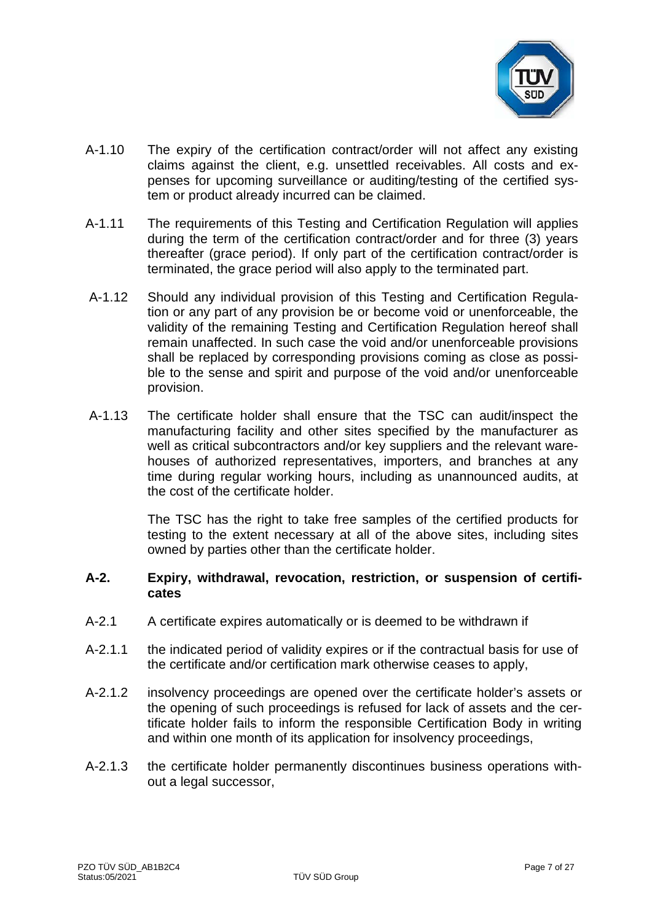A-1.10 The expiry of the certification contract/order will not affect any existing claims against the client, e.g. unsettled receivables. All costs and expenses for upcoming surveillance or auditing/testing of the certified system or product already incurred can be claimed.

A-1.11 The requirements of this Testing and Certification Regulation will applies during the term of the certification contract/order and for three (3) years thereafter (grace period). If only part of the certification contract/order is terminated, the grace period will also apply to the terminated part.

A-1.12 Should any individual provision of this Testing and Certification Regulation or any part of any provision be or become void or unenforceable, the validity of the remaining Testing and Certification Regulation hereof shall remain unaffected. In such case the void and/or unenforceable provisions shall be replaced by corresponding provisions coming as close as possible to the sense and spirit and purpose of the void and/or unenforceable provision.

A-1.13 The certificate holder shall ensure that the TSC can audit/inspect the manufacturing facility and other sites specified by the manufacturer as well as critical subcontractors and/or key suppliers and the relevant warehouses of authorized representatives, importers, and branches at any time during regular working hours, including as unannounced audits, at the cost of the certificate holder.

The TSC has the right to take free samples of the certified products for testing to the extent necessary at all of the above sites, including sites owned by parties other than the certificate holder.

## A-2. Expiry, withdrawal, revocation, restriction, or suspension of certificates

A-2.1 A certificate expires automatically or is deemed to be withdrawn if

A-2.1.1 the indicated period of validity expires or if the contractual basis for use of the certificate and/or certification mark otherwise ceases to apply,

A-2.1.2 insolvency proceedings are opened over the certificate holder's assets or the opening of such proceedings is refused for lack of assets and the certificate holder fails to inform the responsible Certification Body in writing and within one month of its application for insolvency proceedings,

A-2.1.3 the certificate holder permanently discontinues business operations without a legal successor,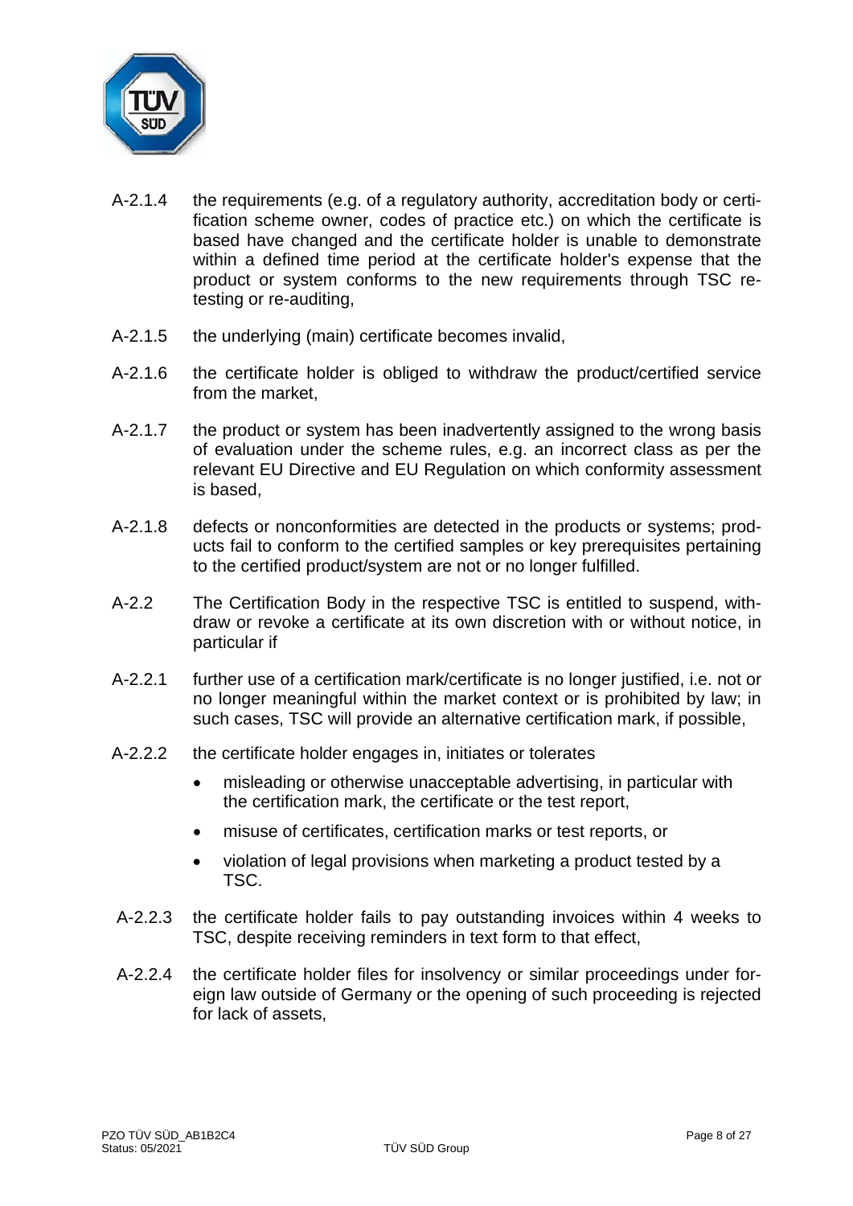A-2.1.4 the requirements (e.g. of a regulatory authority, accreditation body or certification scheme owner, codes of practice etc.) on which the certificate is based have changed and the certificate holder is unable to demonstrate within a defined time period at the certificate holder's expense that the product or system conforms to the new requirements through TSC re-testing or re-auditing,

A-2.1.5 the underlying (main) certificate becomes invalid,

A-2.1.6 the certificate holder is obliged to withdraw the product/certified service from the market,

A-2.1.7 the product or system has been inadvertently assigned to the wrong basis of evaluation under the scheme rules, e.g. an incorrect class as per the relevant EU Directive and EU Regulation on which conformity assessment is based,

A-2.1.8 defects or nonconformities are detected in the products or systems; products fail to conform to the certified samples or key prerequisites pertaining to the certified product/system are not or no longer fulfilled.

A-2.2 The Certification Body in the respective TSC is entitled to suspend, withdraw or revoke a certificate at its own discretion with or without notice, in particular if

A-2.2.1 further use of a certification mark/certificate is no longer justified, i.e. not or no longer meaningful within the market context or is prohibited by law; in such cases, TSC will provide an alternative certification mark, if possible,

A-2.2.2 the certificate holder engages in, initiates or tolerates

- misleading or otherwise unacceptable advertising, in particular with the certification mark, the certificate or the test report,
- misuse of certificates, certification marks or test reports, or
- violation of legal provisions when marketing a product tested by a TSC.

A-2.2.3 the certificate holder fails to pay outstanding invoices within 4 weeks to TSC, despite receiving reminders in text form to that effect,

A-2.2.4 the certificate holder files for insolvency or similar proceedings under foreign law outside of Germany or the opening of such proceeding is rejected for lack of assets,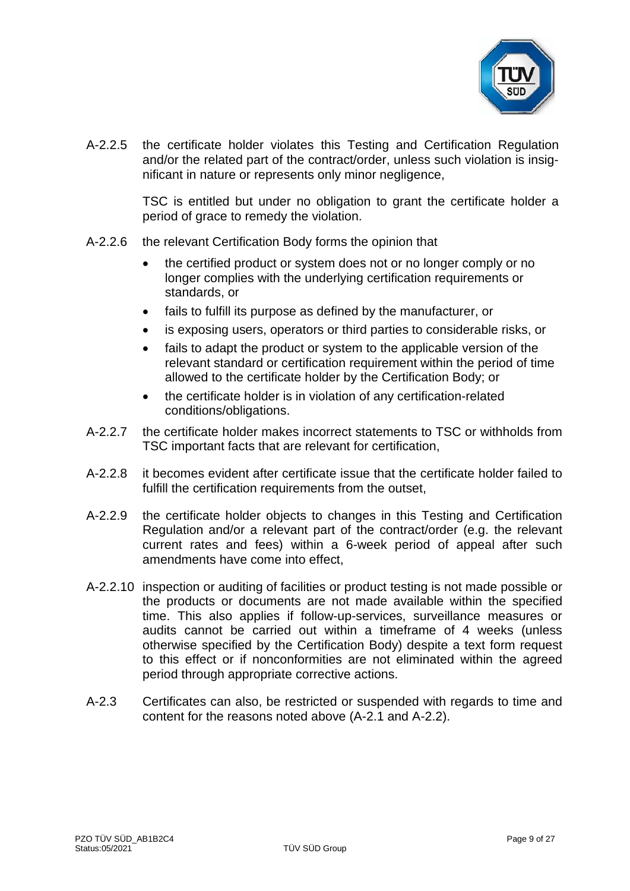A-2.2.5 the certificate holder violates this Testing and Certification Regulation and/or the related part of the contract/order, unless such violation is insignificant in nature or represents only minor negligence,

TSC is entitled but under no obligation to grant the certificate holder a period of grace to remedy the violation.

A-2.2.6 the relevant Certification Body forms the opinion that

- the certified product or system does not or no longer comply or no longer complies with the underlying certification requirements or standards, or
- fails to fulfill its purpose as defined by the manufacturer, or
- is exposing users, operators or third parties to considerable risks, or
- fails to adapt the product or system to the applicable version of the relevant standard or certification requirement within the period of time allowed to the certificate holder by the Certification Body; or
- the certificate holder is in violation of any certification-related conditions/obligations.

A-2.2.7 the certificate holder makes incorrect statements to TSC or withholds from TSC important facts that are relevant for certification,

A-2.2.8 it becomes evident after certificate issue that the certificate holder failed to fulfill the certification requirements from the outset,

A-2.2.9 the certificate holder objects to changes in this Testing and Certification Regulation and/or a relevant part of the contract/order (e.g. the relevant current rates and fees) within a 6-week period of appeal after such amendments have come into effect,

A-2.2.10 inspection or auditing of facilities or product testing is not made possible or the products or documents are not made available within the specified time. This also applies if follow-up-services, surveillance measures or audits cannot be carried out within a timeframe of 4 weeks (unless otherwise specified by the Certification Body) despite a text form request to this effect or if nonconformities are not eliminated within the agreed period through appropriate corrective actions.

A-2.3 Certificates can also, be restricted or suspended with regards to time and content for the reasons noted above (A-2.1 and A-2.2).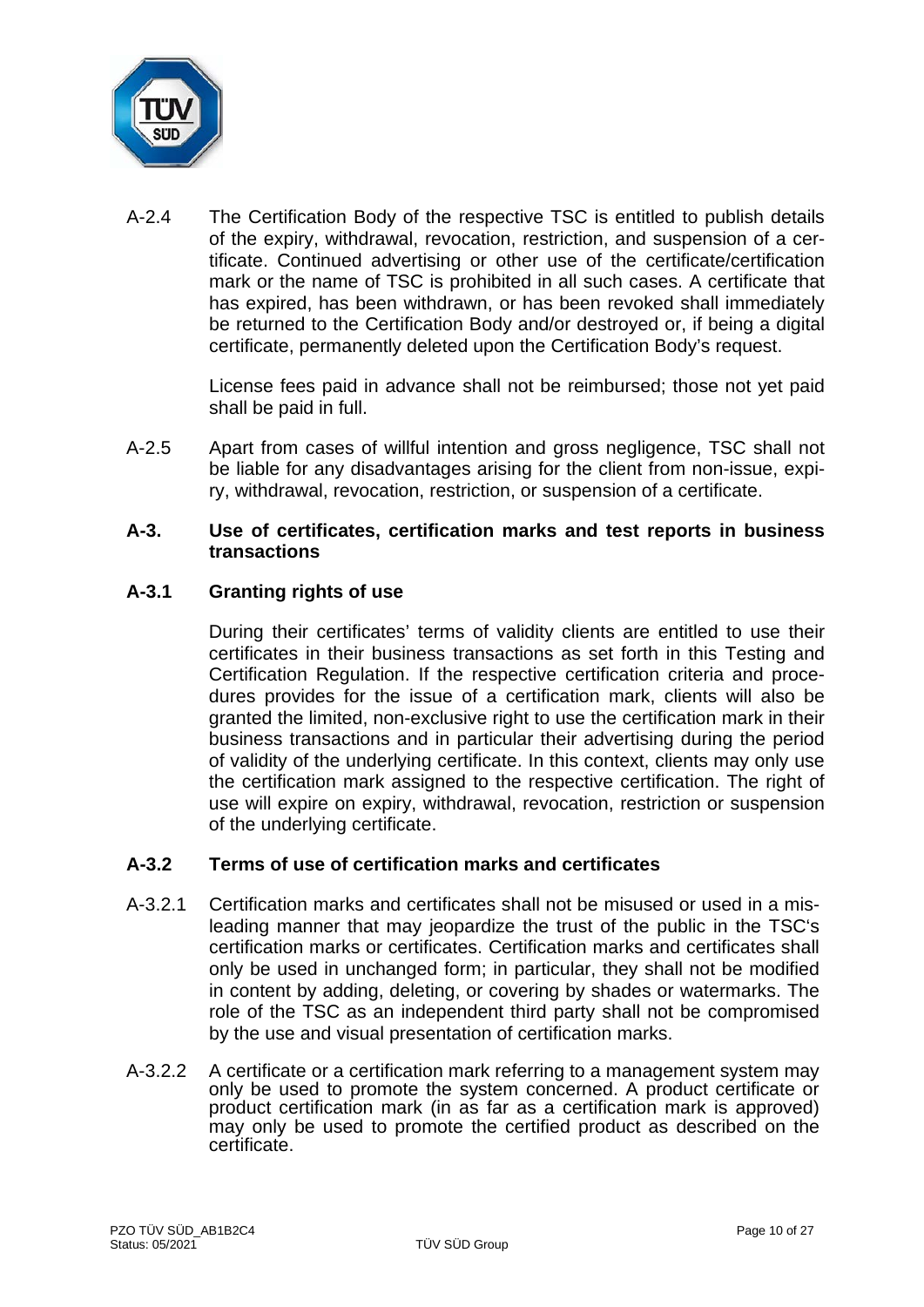A-2.4 The Certification Body of the respective TSC is entitled to publish details of the expiry, withdrawal, revocation, restriction, and suspension of a certificate. Continued advertising or other use of the certificate/certification mark or the name of TSC is prohibited in all such cases. A certificate that has expired, has been withdrawn, or has been revoked shall immediately be returned to the Certification Body and/or destroyed or, if being a digital certificate, permanently deleted upon the Certification Body's request.

License fees paid in advance shall not be reimbursed; those not yet paid shall be paid in full.

A-2.5 Apart from cases of willful intention and gross negligence, TSC shall not be liable for any disadvantages arising for the client from non-issue, expiry, withdrawal, revocation, restriction, or suspension of a certificate.

## A-3. Use of certificates, certification marks and test reports in business transactions

### A-3.1 Granting rights of use

During their certificates' terms of validity clients are entitled to use their certificates in their business transactions as set forth in this Testing and Certification Regulation. If the respective certification criteria and procedures provides for the issue of a certification mark, clients will also be granted the limited, non-exclusive right to use the certification mark in their business transactions and in particular their advertising during the period of validity of the underlying certificate. In this context, clients may only use the certification mark assigned to the respective certification. The right of use will expire on expiry, withdrawal, revocation, restriction or suspension of the underlying certificate.

### A-3.2 Terms of use of certification marks and certificates

A-3.2.1 Certification marks and certificates shall not be misused or used in a misleading manner that may jeopardize the trust of the public in the TSC's certification marks or certificates. Certification marks and certificates shall only be used in unchanged form; in particular, they shall not be modified in content by adding, deleting, or covering by shades or watermarks. The role of the TSC as an independent third party shall not be compromised by the use and visual presentation of certification marks.

A-3.2.2 A certificate or a certification mark referring to a management system may only be used to promote the system concerned. A product certificate or product certification mark (in as far as a certification mark is approved) may only be used to promote the certified product as described on the certificate.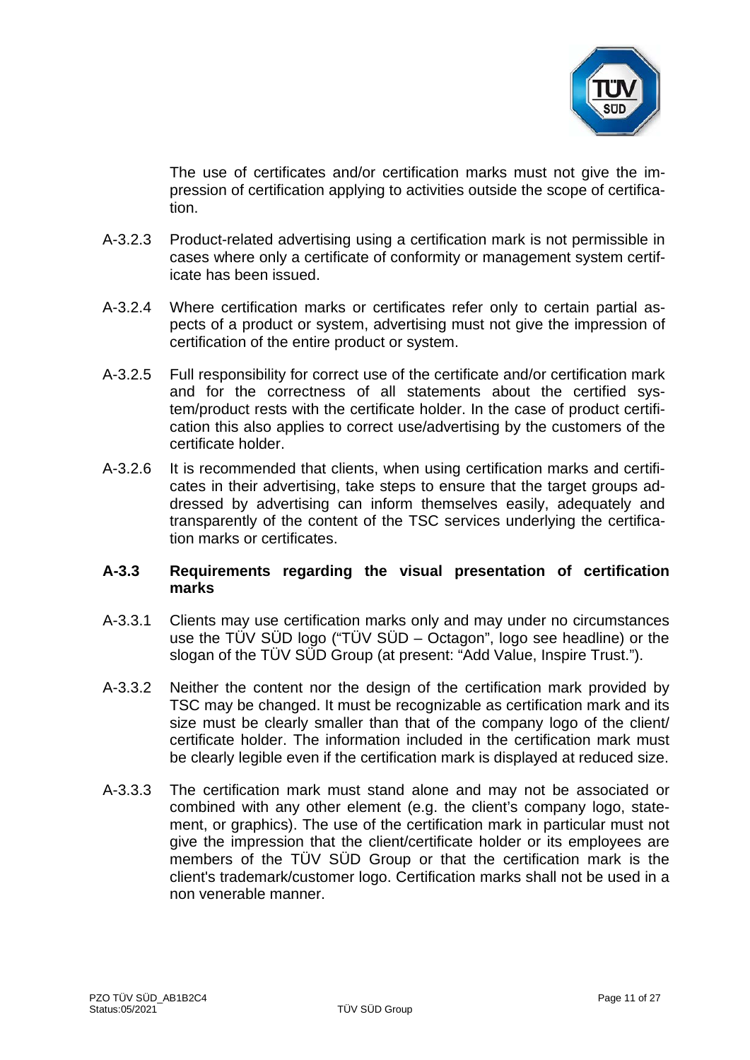The use of certificates and/or certification marks must not give the impression of certification applying to activities outside the scope of certification.

A-3.2.3 Product-related advertising using a certification mark is not permissible in cases where only a certificate of conformity or management system certificate has been issued.

A-3.2.4 Where certification marks or certificates refer only to certain partial aspects of a product or system, advertising must not give the impression of certification of the entire product or system.

A-3.2.5 Full responsibility for correct use of the certificate and/or certification mark and for the correctness of all statements about the certified system/product rests with the certificate holder. In the case of product certification this also applies to correct use/advertising by the customers of the certificate holder.

A-3.2.6 It is recommended that clients, when using certification marks and certificates in their advertising, take steps to ensure that the target groups addressed by advertising can inform themselves easily, adequately and transparently of the content of the TSC services underlying the certification marks or certificates.

### A-3.3 Requirements regarding the visual presentation of certification marks

A-3.3.1 Clients may use certification marks only and may under no circumstances use the TÜV SÜD logo ("TÜV SÜD – Octagon", logo see headline) or the slogan of the TÜV SÜD Group (at present: "Add Value, Inspire Trust.").

A-3.3.2 Neither the content nor the design of the certification mark provided by TSC may be changed. It must be recognizable as certification mark and its size must be clearly smaller than that of the company logo of the client/ certificate holder. The information included in the certification mark must be clearly legible even if the certification mark is displayed at reduced size.

A-3.3.3 The certification mark must stand alone and may not be associated or combined with any other element (e.g. the client's company logo, statement, or graphics). The use of the certification mark in particular must not give the impression that the client/certificate holder or its employees are members of the TÜV SÜD Group or that the certification mark is the client's trademark/customer logo. Certification marks shall not be used in a non venerable manner.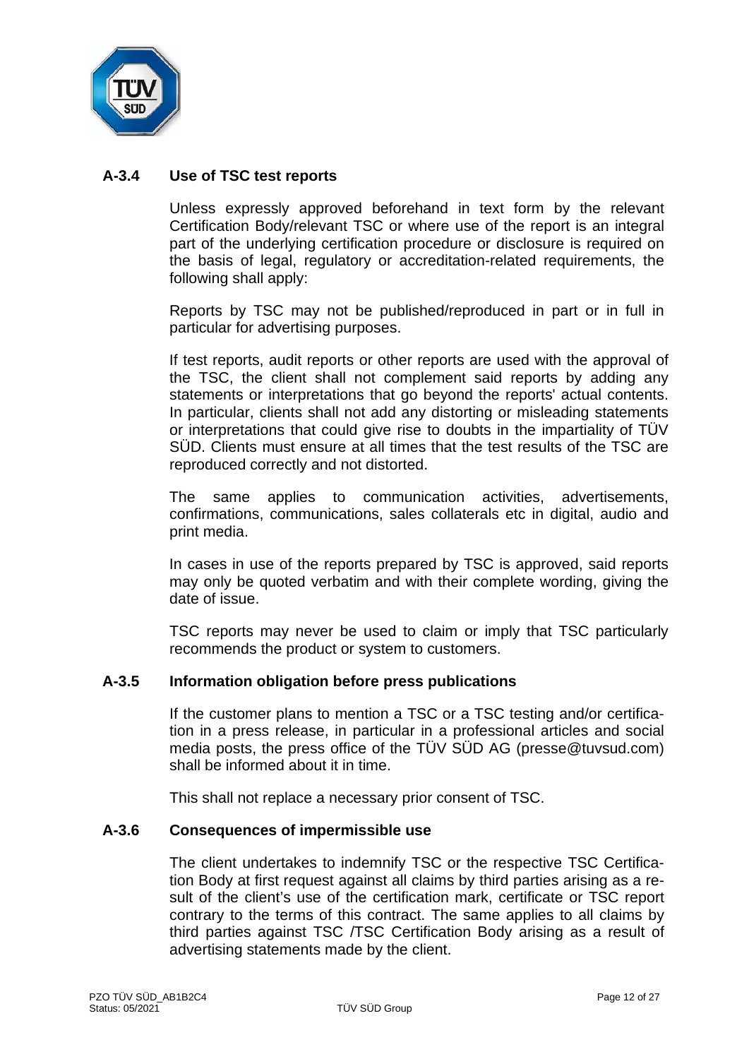### A-3.4 Use of TSC test reports

Unless expressly approved beforehand in text form by the relevant Certification Body/relevant TSC or where use of the report is an integral part of the underlying certification procedure or disclosure is required on the basis of legal, regulatory or accreditation-related requirements, the following shall apply:

Reports by TSC may not be published/reproduced in part or in full in particular for advertising purposes.

If test reports, audit reports or other reports are used with the approval of the TSC, the client shall not complement said reports by adding any statements or interpretations that go beyond the reports' actual contents. In particular, clients shall not add any distorting or misleading statements or interpretations that could give rise to doubts in the impartiality of TÜV SÜD. Clients must ensure at all times that the test results of the TSC are reproduced correctly and not distorted.

The same applies to communication activities, advertisements, confirmations, communications, sales collaterals etc in digital, audio and print media.

In cases in use of the reports prepared by TSC is approved, said reports may only be quoted verbatim and with their complete wording, giving the date of issue.

TSC reports may never be used to claim or imply that TSC particularly recommends the product or system to customers.

### A-3.5 Information obligation before press publications

If the customer plans to mention a TSC or a TSC testing and/or certification in a press release, in particular in a professional articles and social media posts, the press office of the TÜV SÜD AG (presse@tuvsud.com) shall be informed about it in time.

This shall not replace a necessary prior consent of TSC.

### A-3.6 Consequences of impermissible use

The client undertakes to indemnify TSC or the respective TSC Certification Body at first request against all claims by third parties arising as a result of the client's use of the certification mark, certificate or TSC report contrary to the terms of this contract. The same applies to all claims by third parties against TSC /TSC Certification Body arising as a result of advertising statements made by the client.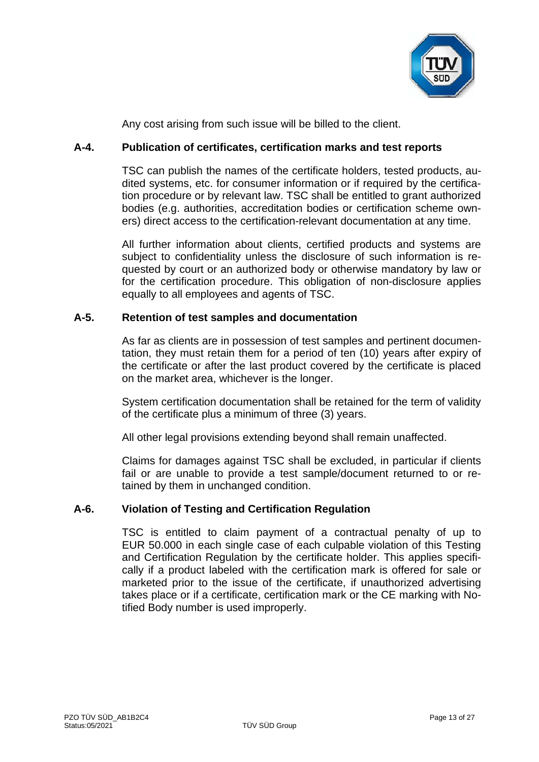Any cost arising from such issue will be billed to the client.

## A-4. Publication of certificates, certification marks and test reports

TSC can publish the names of the certificate holders, tested products, audited systems, etc. for consumer information or if required by the certification procedure or by relevant law. TSC shall be entitled to grant authorized bodies (e.g. authorities, accreditation bodies or certification scheme owners) direct access to the certification-relevant documentation at any time.

All further information about clients, certified products and systems are subject to confidentiality unless the disclosure of such information is requested by court or an authorized body or otherwise mandatory by law or for the certification procedure. This obligation of non-disclosure applies equally to all employees and agents of TSC.

## A-5. Retention of test samples and documentation

As far as clients are in possession of test samples and pertinent documentation, they must retain them for a period of ten (10) years after expiry of the certificate or after the last product covered by the certificate is placed on the market area, whichever is the longer.

System certification documentation shall be retained for the term of validity of the certificate plus a minimum of three (3) years.

All other legal provisions extending beyond shall remain unaffected.

Claims for damages against TSC shall be excluded, in particular if clients fail or are unable to provide a test sample/document returned to or retained by them in unchanged condition.

## A-6. Violation of Testing and Certification Regulation

TSC is entitled to claim payment of a contractual penalty of up to EUR 50.000 in each single case of each culpable violation of this Testing and Certification Regulation by the certificate holder. This applies specifically if a product labeled with the certification mark is offered for sale or marketed prior to the issue of the certificate, if unauthorized advertising takes place or if a certificate, certification mark or the CE marking with Notified Body number is used improperly.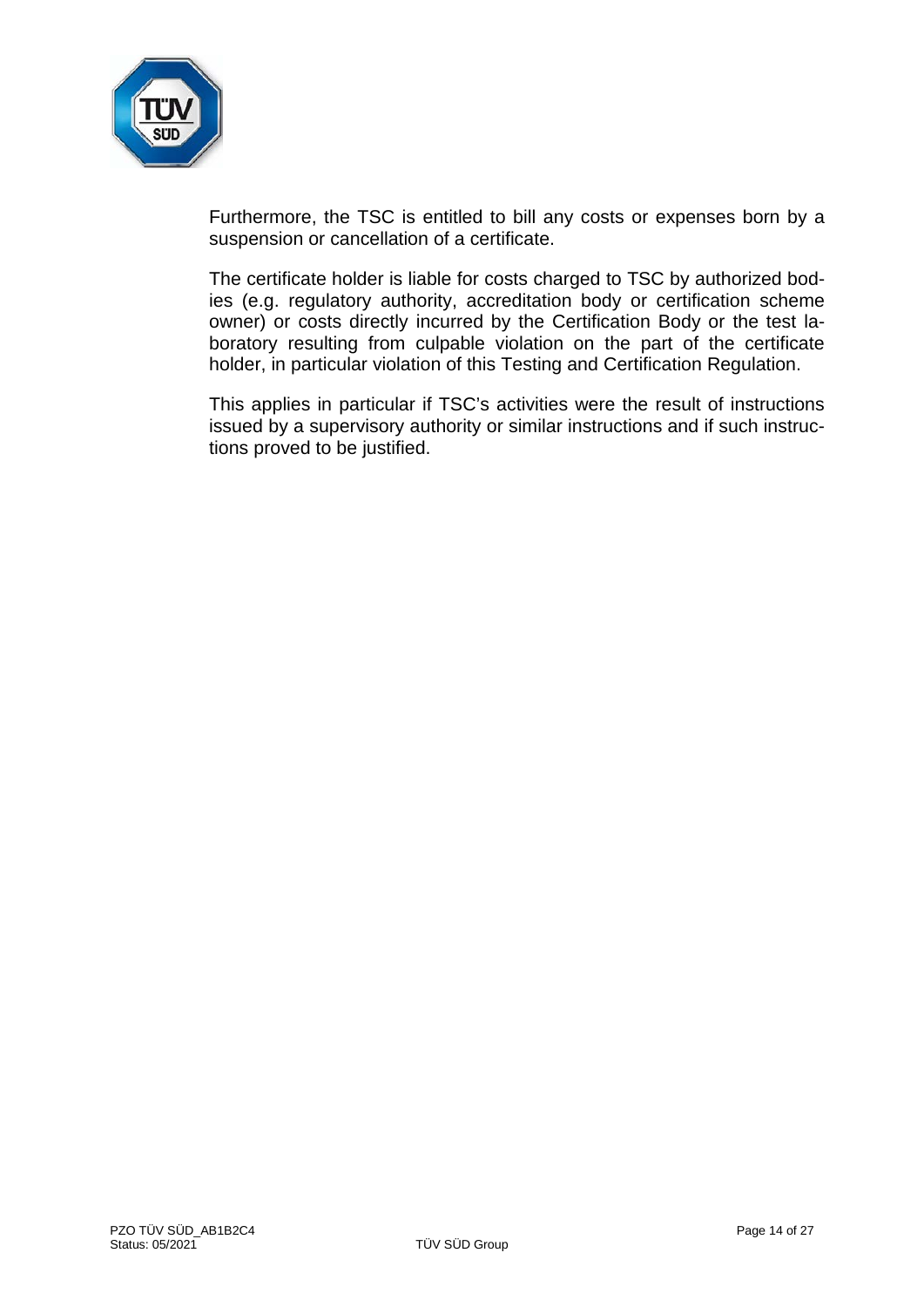Furthermore, the TSC is entitled to bill any costs or expenses born by a suspension or cancellation of a certificate.

The certificate holder is liable for costs charged to TSC by authorized bodies (e.g. regulatory authority, accreditation body or certification scheme owner) or costs directly incurred by the Certification Body or the test laboratory resulting from culpable violation on the part of the certificate holder, in particular violation of this Testing and Certification Regulation.

This applies in particular if TSC's activities were the result of instructions issued by a supervisory authority or similar instructions and if such instructions proved to be justified.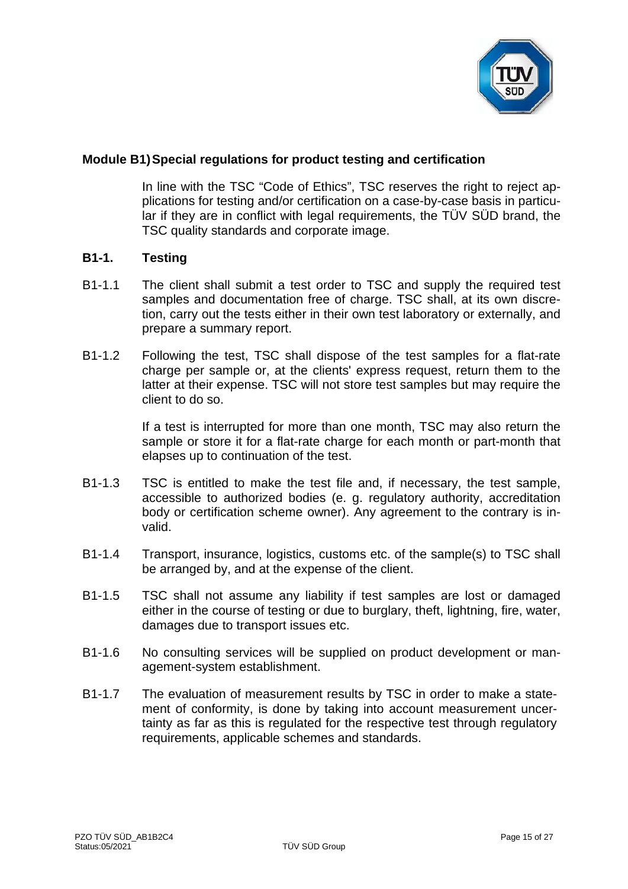## Module B1) Special regulations for product testing and certification

In line with the TSC "Code of Ethics", TSC reserves the right to reject applications for testing and/or certification on a case-by-case basis in particular if they are in conflict with legal requirements, the TÜV SÜD brand, the TSC quality standards and corporate image.

### B1-1. Testing

B1-1.1 The client shall submit a test order to TSC and supply the required test samples and documentation free of charge. TSC shall, at its own discretion, carry out the tests either in their own test laboratory or externally, and prepare a summary report.

B1-1.2 Following the test, TSC shall dispose of the test samples for a flat-rate charge per sample or, at the clients' express request, return them to the latter at their expense. TSC will not store test samples but may require the client to do so.

If a test is interrupted for more than one month, TSC may also return the sample or store it for a flat-rate charge for each month or part-month that elapses up to continuation of the test.

B1-1.3 TSC is entitled to make the test file and, if necessary, the test sample, accessible to authorized bodies (e. g. regulatory authority, accreditation body or certification scheme owner). Any agreement to the contrary is invalid.

B1-1.4 Transport, insurance, logistics, customs etc. of the sample(s) to TSC shall be arranged by, and at the expense of the client.

B1-1.5 TSC shall not assume any liability if test samples are lost or damaged either in the course of testing or due to burglary, theft, lightning, fire, water, damages due to transport issues etc.

B1-1.6 No consulting services will be supplied on product development or management-system establishment.

B1-1.7 The evaluation of measurement results by TSC in order to make a statement of conformity, is done by taking into account measurement uncertainty as far as this is regulated for the respective test through regulatory requirements, applicable schemes and standards.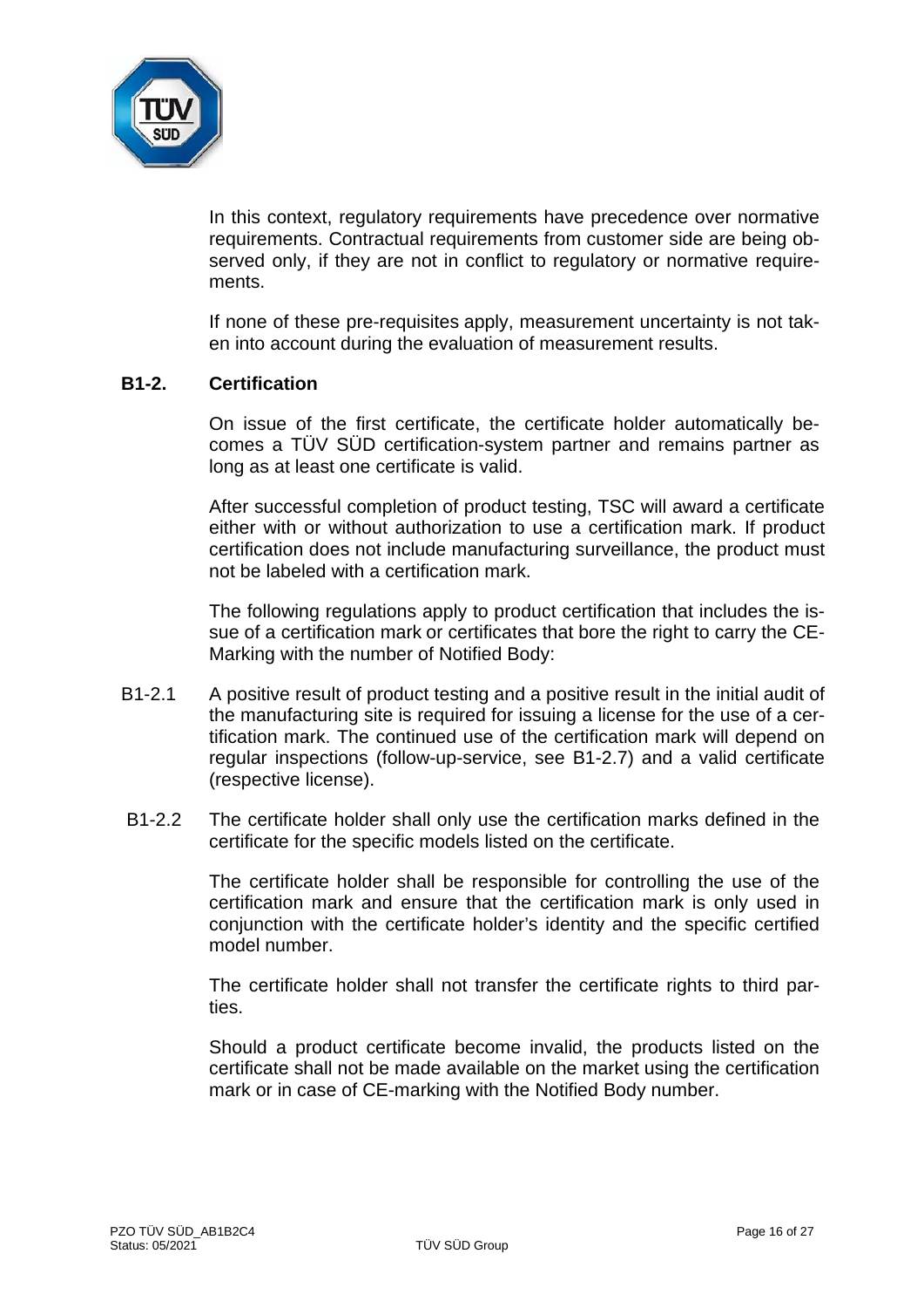In this context, regulatory requirements have precedence over normative requirements. Contractual requirements from customer side are being observed only, if they are not in conflict to regulatory or normative requirements.

If none of these pre-requisites apply, measurement uncertainty is not taken into account during the evaluation of measurement results.

## B1-2. Certification

On issue of the first certificate, the certificate holder automatically becomes a TÜV SÜD certification-system partner and remains partner as long as at least one certificate is valid.

After successful completion of product testing, TSC will award a certificate either with or without authorization to use a certification mark. If product certification does not include manufacturing surveillance, the product must not be labeled with a certification mark.

The following regulations apply to product certification that includes the issue of a certification mark or certificates that bore the right to carry the CE-Marking with the number of Notified Body:

B1-2.1 A positive result of product testing and a positive result in the initial audit of the manufacturing site is required for issuing a license for the use of a certification mark. The continued use of the certification mark will depend on regular inspections (follow-up-service, see B1-2.7) and a valid certificate (respective license).

B1-2.2 The certificate holder shall only use the certification marks defined in the certificate for the specific models listed on the certificate.

The certificate holder shall be responsible for controlling the use of the certification mark and ensure that the certification mark is only used in conjunction with the certificate holder's identity and the specific certified model number.

The certificate holder shall not transfer the certificate rights to third parties.

Should a product certificate become invalid, the products listed on the certificate shall not be made available on the market using the certification mark or in case of CE-marking with the Notified Body number.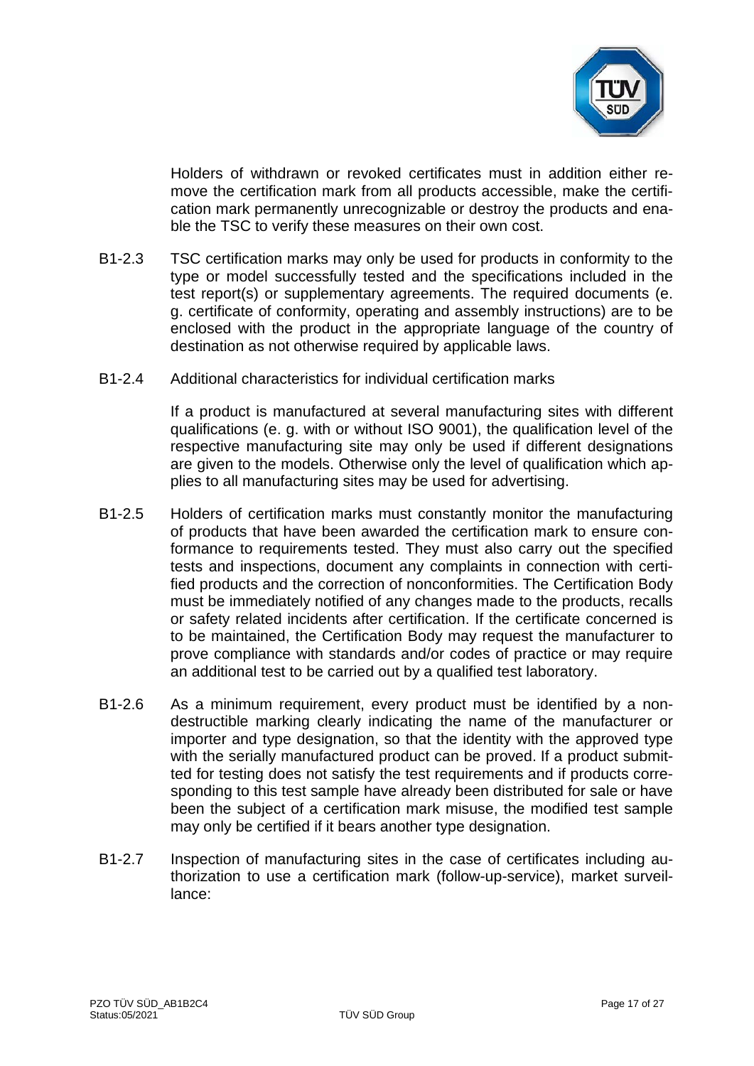Holders of withdrawn or revoked certificates must in addition either remove the certification mark from all products accessible, make the certification mark permanently unrecognizable or destroy the products and enable the TSC to verify these measures on their own cost.

B1-2.3 TSC certification marks may only be used for products in conformity to the type or model successfully tested and the specifications included in the test report(s) or supplementary agreements. The required documents (e. g. certificate of conformity, operating and assembly instructions) are to be enclosed with the product in the appropriate language of the country of destination as not otherwise required by applicable laws.

B1-2.4 Additional characteristics for individual certification marks

If a product is manufactured at several manufacturing sites with different qualifications (e. g. with or without ISO 9001), the qualification level of the respective manufacturing site may only be used if different designations are given to the models. Otherwise only the level of qualification which applies to all manufacturing sites may be used for advertising.

B1-2.5 Holders of certification marks must constantly monitor the manufacturing of products that have been awarded the certification mark to ensure conformance to requirements tested. They must also carry out the specified tests and inspections, document any complaints in connection with certified products and the correction of nonconformities. The Certification Body must be immediately notified of any changes made to the products, recalls or safety related incidents after certification. If the certificate concerned is to be maintained, the Certification Body may request the manufacturer to prove compliance with standards and/or codes of practice or may require an additional test to be carried out by a qualified test laboratory.

B1-2.6 As a minimum requirement, every product must be identified by a non-destructible marking clearly indicating the name of the manufacturer or importer and type designation, so that the identity with the approved type with the serially manufactured product can be proved. If a product submitted for testing does not satisfy the test requirements and if products corresponding to this test sample have already been distributed for sale or have been the subject of a certification mark misuse, the modified test sample may only be certified if it bears another type designation.

B1-2.7 Inspection of manufacturing sites in the case of certificates including authorization to use a certification mark (follow-up-service), market surveillance: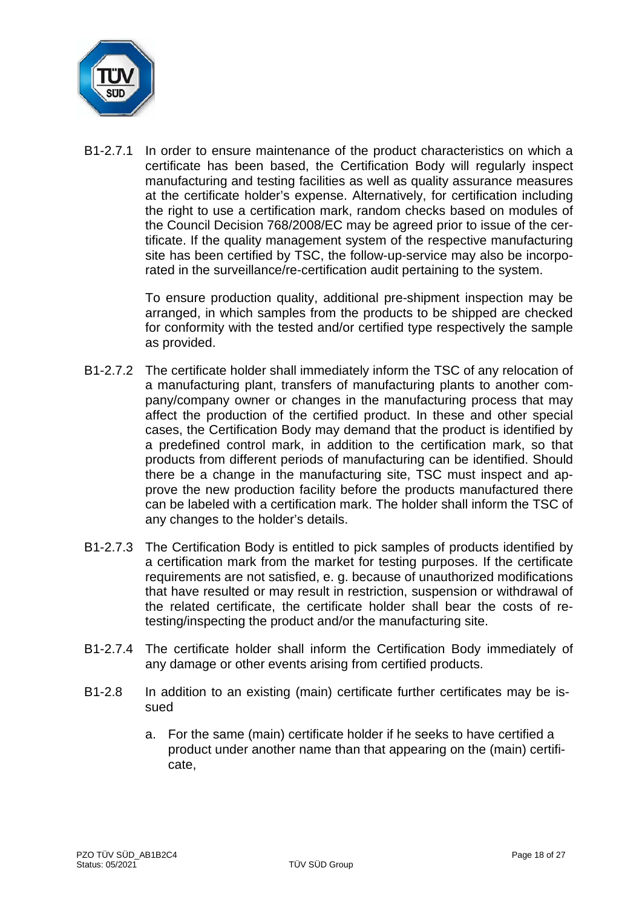B1-2.7.1 In order to ensure maintenance of the product characteristics on which a certificate has been based, the Certification Body will regularly inspect manufacturing and testing facilities as well as quality assurance measures at the certificate holder's expense. Alternatively, for certification including the right to use a certification mark, random checks based on modules of the Council Decision 768/2008/EC may be agreed prior to issue of the certificate. If the quality management system of the respective manufacturing site has been certified by TSC, the follow-up-service may also be incorporated in the surveillance/re-certification audit pertaining to the system.

To ensure production quality, additional pre-shipment inspection may be arranged, in which samples from the products to be shipped are checked for conformity with the tested and/or certified type respectively the sample as provided.

B1-2.7.2 The certificate holder shall immediately inform the TSC of any relocation of a manufacturing plant, transfers of manufacturing plants to another company/company owner or changes in the manufacturing process that may affect the production of the certified product. In these and other special cases, the Certification Body may demand that the product is identified by a predefined control mark, in addition to the certification mark, so that products from different periods of manufacturing can be identified. Should there be a change in the manufacturing site, TSC must inspect and approve the new production facility before the products manufactured there can be labeled with a certification mark. The holder shall inform the TSC of any changes to the holder's details.

B1-2.7.3 The Certification Body is entitled to pick samples of products identified by a certification mark from the market for testing purposes. If the certificate requirements are not satisfied, e. g. because of unauthorized modifications that have resulted or may result in restriction, suspension or withdrawal of the related certificate, the certificate holder shall bear the costs of re-testing/inspecting the product and/or the manufacturing site.

B1-2.7.4 The certificate holder shall inform the Certification Body immediately of any damage or other events arising from certified products.

B1-2.8 In addition to an existing (main) certificate further certificates may be issued

a. For the same (main) certificate holder if he seeks to have certified a product under another name than that appearing on the (main) certificate,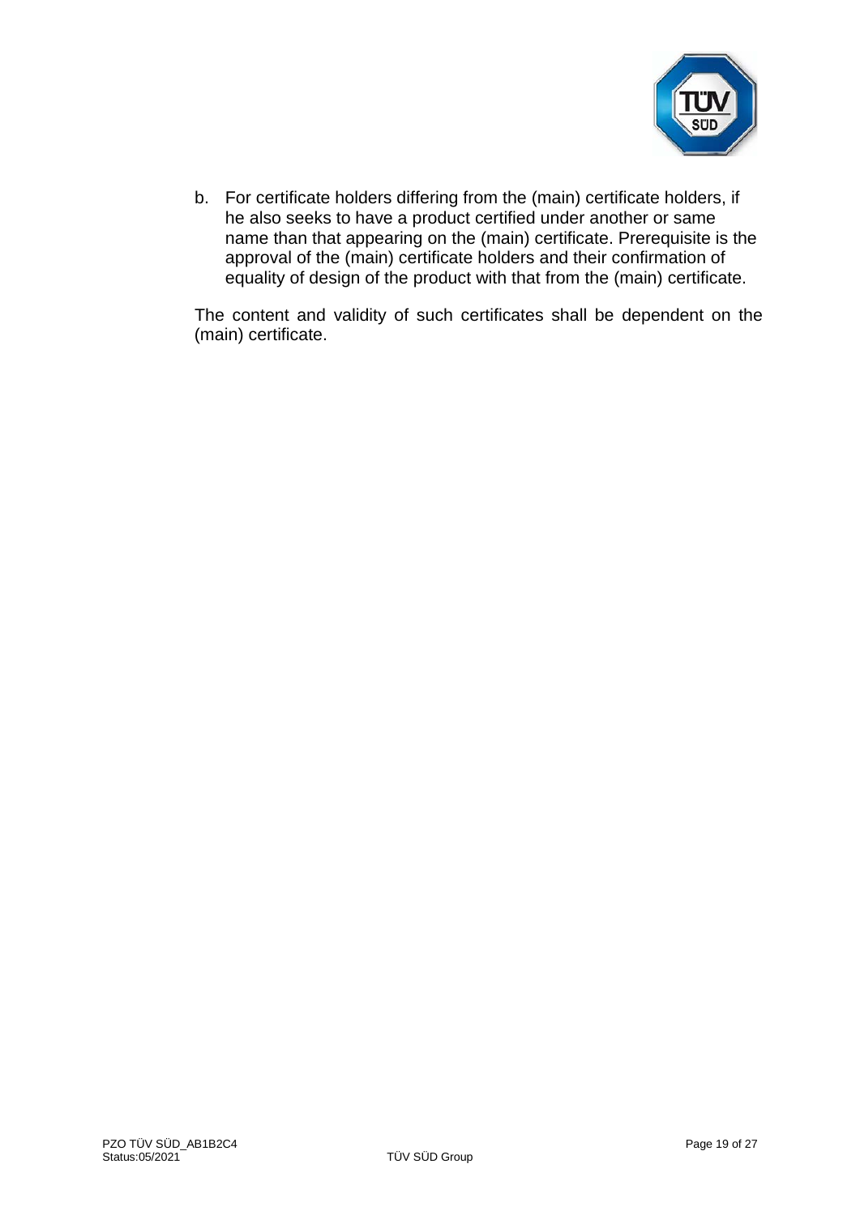b. For certificate holders differing from the (main) certificate holders, if he also seeks to have a product certified under another or same name than that appearing on the (main) certificate. Prerequisite is the approval of the (main) certificate holders and their confirmation of equality of design of the product with that from the (main) certificate.

The content and validity of such certificates shall be dependent on the (main) certificate.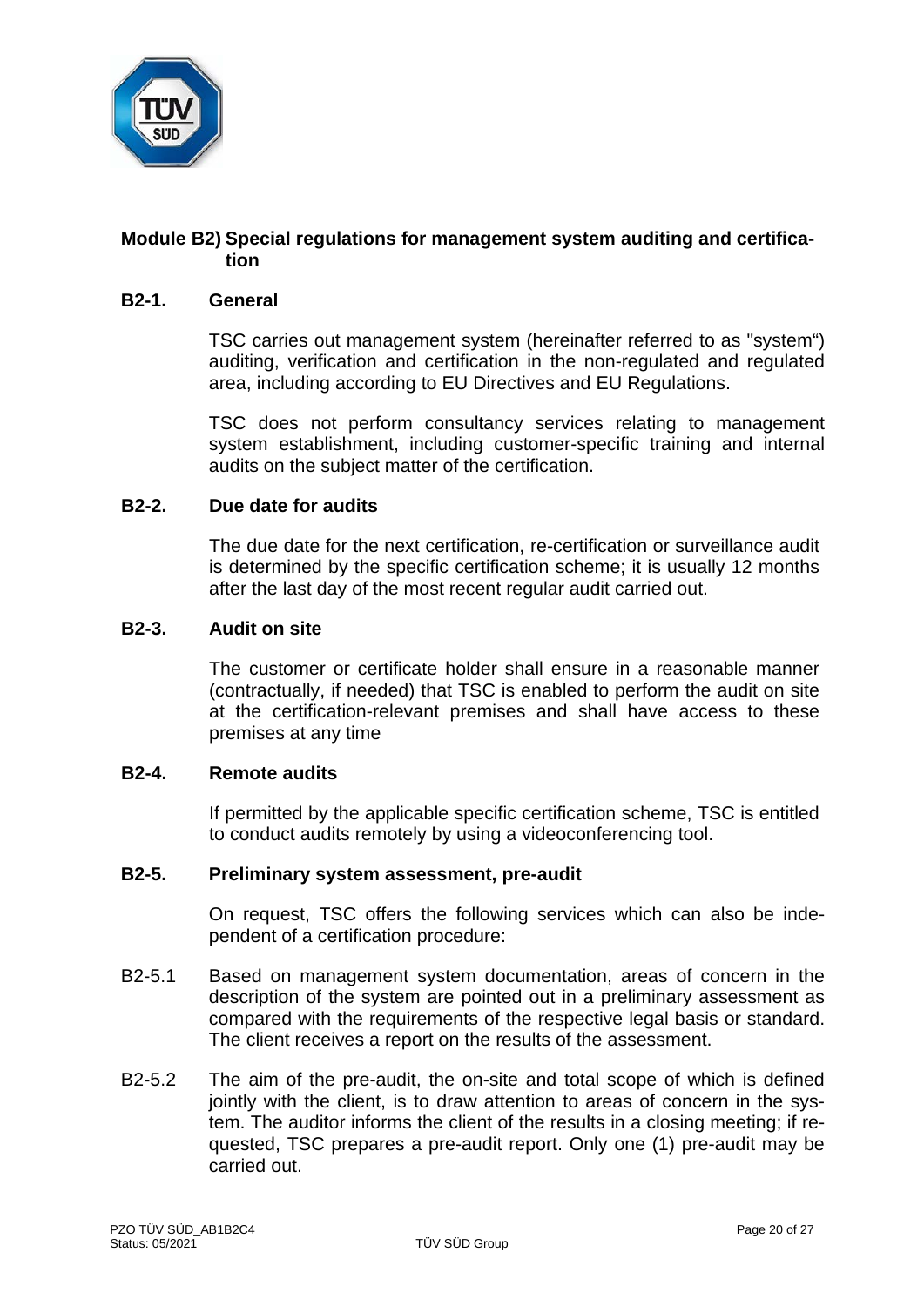## Module B2) Special regulations for management system auditing and certification

### B2-1. General

TSC carries out management system (hereinafter referred to as "system“) auditing, verification and certification in the non-regulated and regulated area, including according to EU Directives and EU Regulations.

TSC does not perform consultancy services relating to management system establishment, including customer-specific training and internal audits on the subject matter of the certification.

### B2-2. Due date for audits

The due date for the next certification, re-certification or surveillance audit is determined by the specific certification scheme; it is usually 12 months after the last day of the most recent regular audit carried out.

### B2-3. Audit on site

The customer or certificate holder shall ensure in a reasonable manner (contractually, if needed) that TSC is enabled to perform the audit on site at the certification-relevant premises and shall have access to these premises at any time

### B2-4. Remote audits

If permitted by the applicable specific certification scheme, TSC is entitled to conduct audits remotely by using a videoconferencing tool.

### B2-5. Preliminary system assessment, pre-audit

On request, TSC offers the following services which can also be independent of a certification procedure:

B2-5.1 Based on management system documentation, areas of concern in the description of the system are pointed out in a preliminary assessment as compared with the requirements of the respective legal basis or standard. The client receives a report on the results of the assessment.

B2-5.2 The aim of the pre-audit, the on-site and total scope of which is defined jointly with the client, is to draw attention to areas of concern in the system. The auditor informs the client of the results in a closing meeting; if requested, TSC prepares a pre-audit report. Only one (1) pre-audit may be carried out.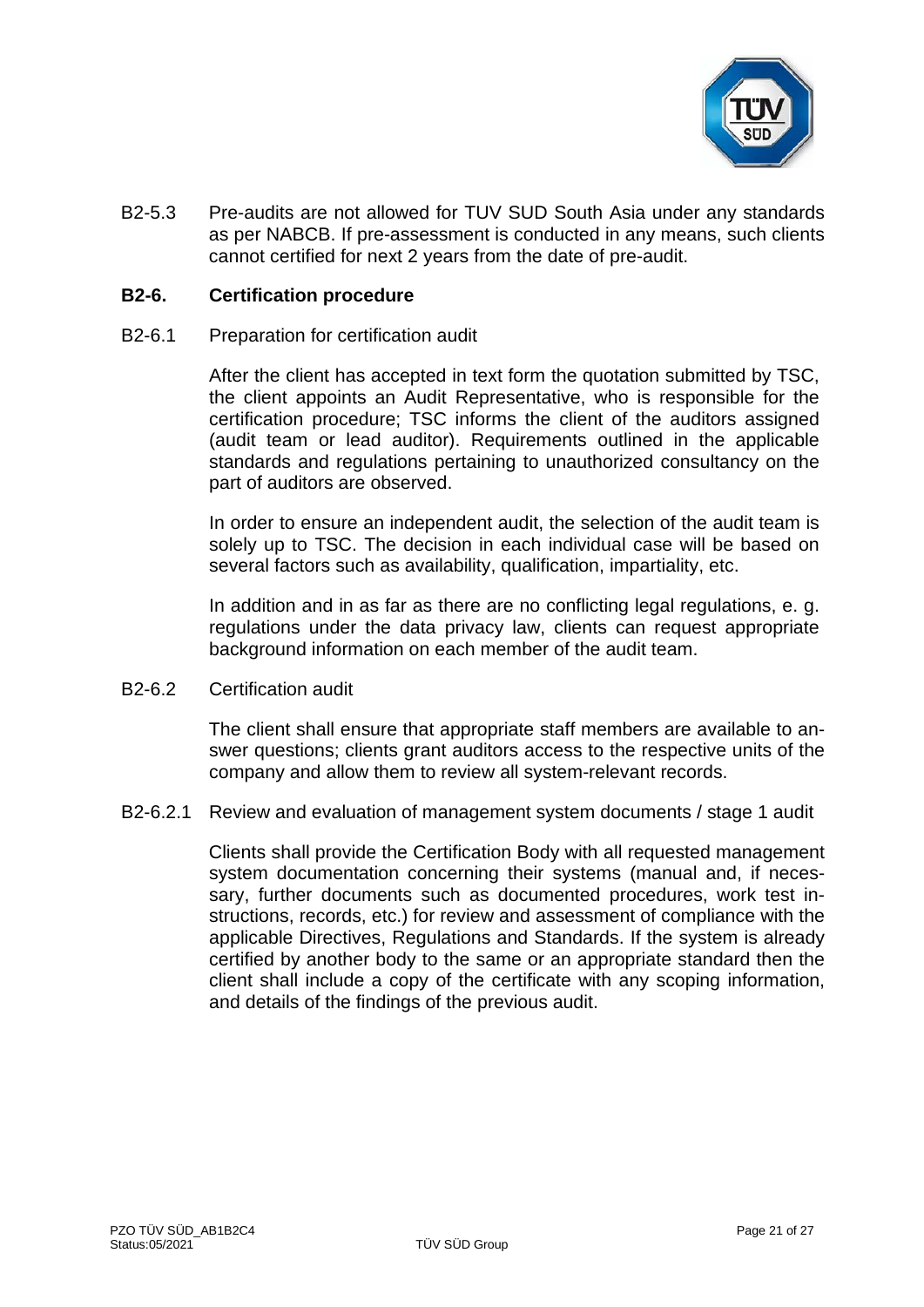B2-5.3 Pre-audits are not allowed for TUV SUD South Asia under any standards as per NABCB. If pre-assessment is conducted in any means, such clients cannot certified for next 2 years from the date of pre-audit.

## B2-6. Certification procedure

B2-6.1 Preparation for certification audit

After the client has accepted in text form the quotation submitted by TSC, the client appoints an Audit Representative, who is responsible for the certification procedure; TSC informs the client of the auditors assigned (audit team or lead auditor). Requirements outlined in the applicable standards and regulations pertaining to unauthorized consultancy on the part of auditors are observed.

In order to ensure an independent audit, the selection of the audit team is solely up to TSC. The decision in each individual case will be based on several factors such as availability, qualification, impartiality, etc.

In addition and in as far as there are no conflicting legal regulations, e. g. regulations under the data privacy law, clients can request appropriate background information on each member of the audit team.

B2-6.2 Certification audit

The client shall ensure that appropriate staff members are available to answer questions; clients grant auditors access to the respective units of the company and allow them to review all system-relevant records.

B2-6.2.1 Review and evaluation of management system documents / stage 1 audit

Clients shall provide the Certification Body with all requested management system documentation concerning their systems (manual and, if necessary, further documents such as documented procedures, work test instructions, records, etc.) for review and assessment of compliance with the applicable Directives, Regulations and Standards. If the system is already certified by another body to the same or an appropriate standard then the client shall include a copy of the certificate with any scoping information, and details of the findings of the previous audit.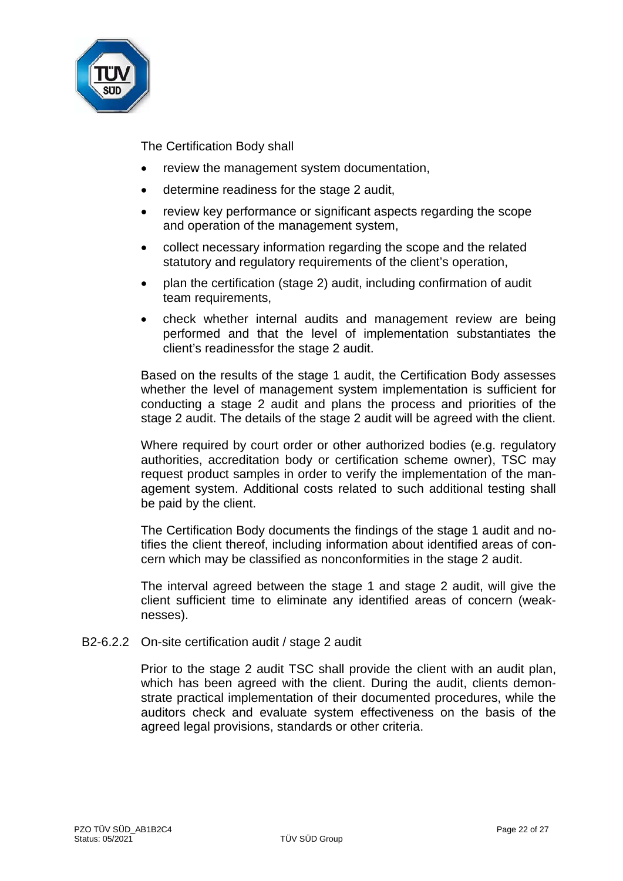The Certification Body shall

- review the management system documentation,
- determine readiness for the stage 2 audit,
- review key performance or significant aspects regarding the scope and operation of the management system,
- collect necessary information regarding the scope and the related statutory and regulatory requirements of the client's operation,
- plan the certification (stage 2) audit, including confirmation of audit team requirements,
- check whether internal audits and management review are being performed and that the level of implementation substantiates the client's readinessfor the stage 2 audit.

Based on the results of the stage 1 audit, the Certification Body assesses whether the level of management system implementation is sufficient for conducting a stage 2 audit and plans the process and priorities of the stage 2 audit. The details of the stage 2 audit will be agreed with the client.

Where required by court order or other authorized bodies (e.g. regulatory authorities, accreditation body or certification scheme owner), TSC may request product samples in order to verify the implementation of the management system. Additional costs related to such additional testing shall be paid by the client.

The Certification Body documents the findings of the stage 1 audit and notifies the client thereof, including information about identified areas of concern which may be classified as nonconformities in the stage 2 audit.

The interval agreed between the stage 1 and stage 2 audit, will give the client sufficient time to eliminate any identified areas of concern (weaknesses).

#### B2-6.2.2 On-site certification audit / stage 2 audit

Prior to the stage 2 audit TSC shall provide the client with an audit plan, which has been agreed with the client. During the audit, clients demonstrate practical implementation of their documented procedures, while the auditors check and evaluate system effectiveness on the basis of the agreed legal provisions, standards or other criteria.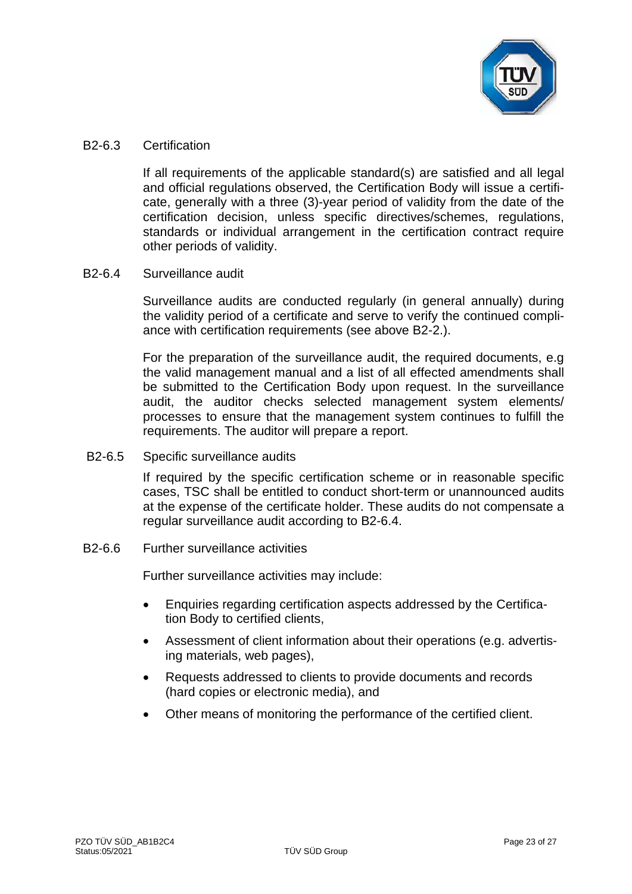### B2-6.3 Certification

If all requirements of the applicable standard(s) are satisfied and all legal and official regulations observed, the Certification Body will issue a certificate, generally with a three (3)-year period of validity from the date of the certification decision, unless specific directives/schemes, regulations, standards or individual arrangement in the certification contract require other periods of validity.

### B2-6.4 Surveillance audit

Surveillance audits are conducted regularly (in general annually) during the validity period of a certificate and serve to verify the continued compliance with certification requirements (see above B2-2.).

For the preparation of the surveillance audit, the required documents, e.g the valid management manual and a list of all effected amendments shall be submitted to the Certification Body upon request. In the surveillance audit, the auditor checks selected management system elements/ processes to ensure that the management system continues to fulfill the requirements. The auditor will prepare a report.

### B2-6.5 Specific surveillance audits

If required by the specific certification scheme or in reasonable specific cases, TSC shall be entitled to conduct short-term or unannounced audits at the expense of the certificate holder. These audits do not compensate a regular surveillance audit according to B2-6.4.

### B2-6.6 Further surveillance activities

Further surveillance activities may include:

- Enquiries regarding certification aspects addressed by the Certification Body to certified clients,
- Assessment of client information about their operations (e.g. advertising materials, web pages),
- Requests addressed to clients to provide documents and records (hard copies or electronic media), and
- Other means of monitoring the performance of the certified client.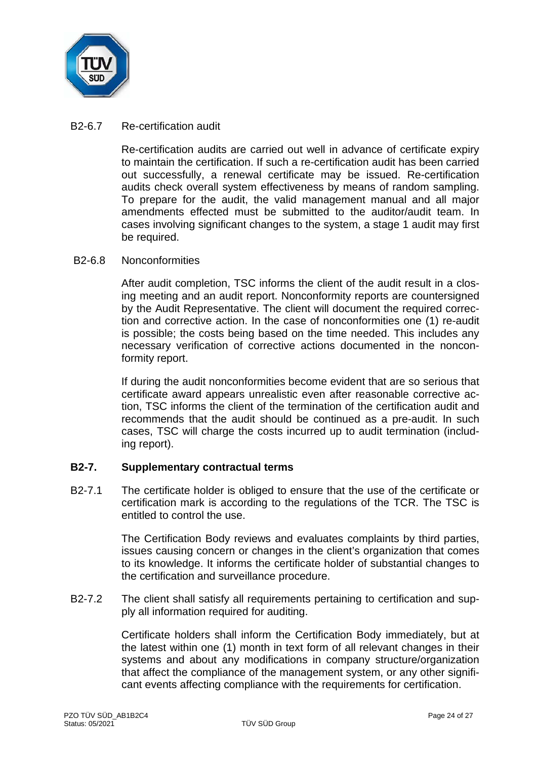B2-6.7 Re-certification audit

Re-certification audits are carried out well in advance of certificate expiry to maintain the certification. If such a re-certification audit has been carried out successfully, a renewal certificate may be issued. Re-certification audits check overall system effectiveness by means of random sampling. To prepare for the audit, the valid management manual and all major amendments effected must be submitted to the auditor/audit team. In cases involving significant changes to the system, a stage 1 audit may first be required.

B2-6.8 Nonconformities

After audit completion, TSC informs the client of the audit result in a closing meeting and an audit report. Nonconformity reports are countersigned by the Audit Representative. The client will document the required correction and corrective action. In the case of nonconformities one (1) re-audit is possible; the costs being based on the time needed. This includes any necessary verification of corrective actions documented in the nonconformity report.

If during the audit nonconformities become evident that are so serious that certificate award appears unrealistic even after reasonable corrective action, TSC informs the client of the termination of the certification audit and recommends that the audit should be continued as a pre-audit. In such cases, TSC will charge the costs incurred up to audit termination (including report).

## B2-7. Supplementary contractual terms

B2-7.1 The certificate holder is obliged to ensure that the use of the certificate or certification mark is according to the regulations of the TCR. The TSC is entitled to control the use.

The Certification Body reviews and evaluates complaints by third parties, issues causing concern or changes in the client's organization that comes to its knowledge. It informs the certificate holder of substantial changes to the certification and surveillance procedure.

B2-7.2 The client shall satisfy all requirements pertaining to certification and supply all information required for auditing.

Certificate holders shall inform the Certification Body immediately, but at the latest within one (1) month in text form of all relevant changes in their systems and about any modifications in company structure/organization that affect the compliance of the management system, or any other significant events affecting compliance with the requirements for certification.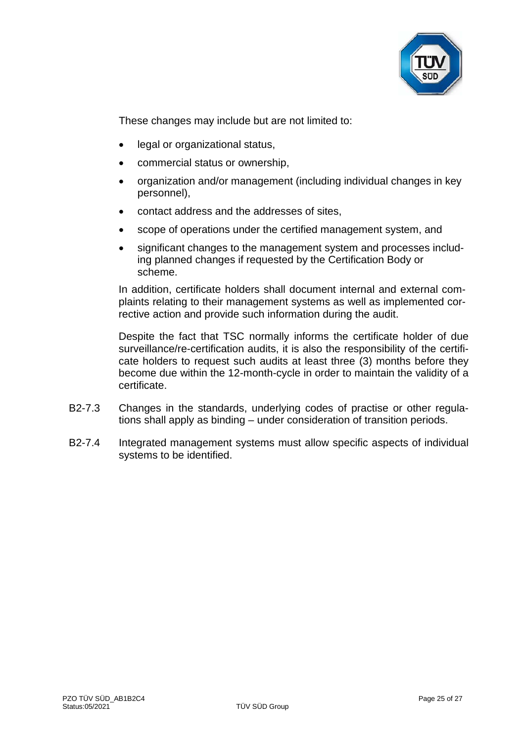These changes may include but are not limited to:

- legal or organizational status,
- commercial status or ownership,
- organization and/or management (including individual changes in key personnel),
- contact address and the addresses of sites,
- scope of operations under the certified management system, and
- significant changes to the management system and processes including planned changes if requested by the Certification Body or scheme.

In addition, certificate holders shall document internal and external complaints relating to their management systems as well as implemented corrective action and provide such information during the audit.

Despite the fact that TSC normally informs the certificate holder of due surveillance/re-certification audits, it is also the responsibility of the certificate holders to request such audits at least three (3) months before they become due within the 12-month-cycle in order to maintain the validity of a certificate.

B2-7.3 Changes in the standards, underlying codes of practise or other regulations shall apply as binding – under consideration of transition periods.

B2-7.4 Integrated management systems must allow specific aspects of individual systems to be identified.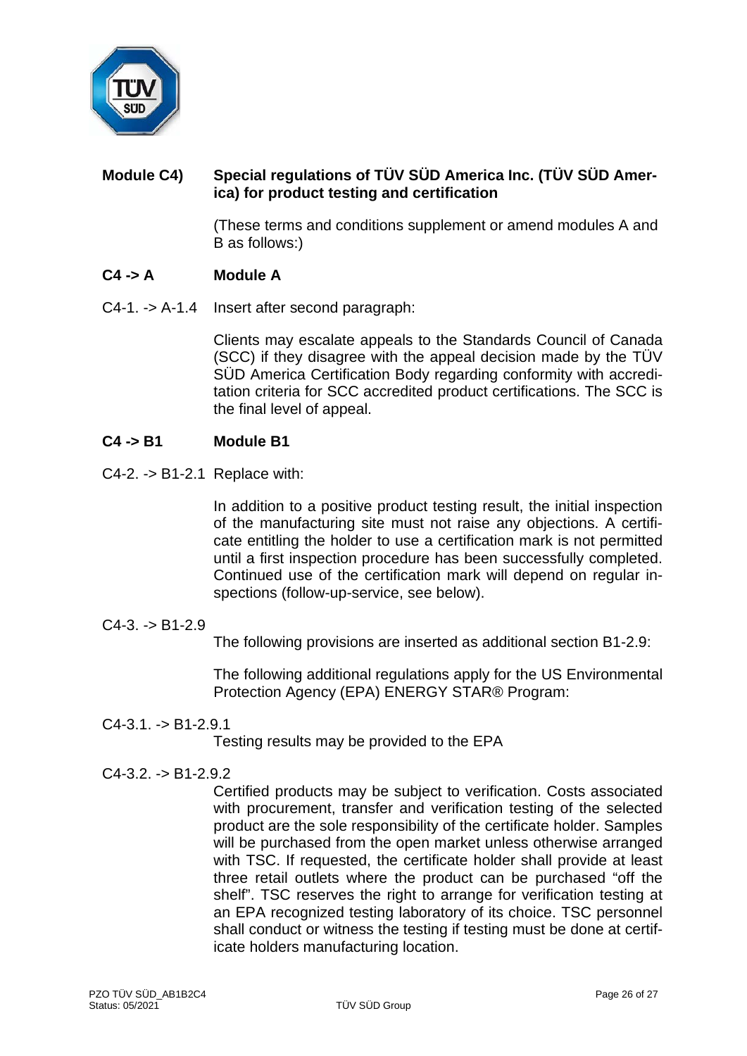## Module C4) Special regulations of TÜV SÜD America Inc. (TÜV SÜD America) for product testing and certification

(These terms and conditions supplement or amend modules A and B as follows:)

### C4 -> A Module A

C4-1. -> A-1.4 Insert after second paragraph:

Clients may escalate appeals to the Standards Council of Canada (SCC) if they disagree with the appeal decision made by the TÜV SÜD America Certification Body regarding conformity with accreditation criteria for SCC accredited product certifications. The SCC is the final level of appeal.

### C4 -> B1 Module B1

C4-2. -> B1-2.1 Replace with:

In addition to a positive product testing result, the initial inspection of the manufacturing site must not raise any objections. A certificate entitling the holder to use a certification mark is not permitted until a first inspection procedure has been successfully completed. Continued use of the certification mark will depend on regular inspections (follow-up-service, see below).

C4-3. -> B1-2.9

The following provisions are inserted as additional section B1-2.9:

The following additional regulations apply for the US Environmental Protection Agency (EPA) ENERGY STAR® Program:

C4-3.1. -> B1-2.9.1

Testing results may be provided to the EPA

C4-3.2. -> B1-2.9.2

Certified products may be subject to verification. Costs associated with procurement, transfer and verification testing of the selected product are the sole responsibility of the certificate holder. Samples will be purchased from the open market unless otherwise arranged with TSC. If requested, the certificate holder shall provide at least three retail outlets where the product can be purchased "off the shelf". TSC reserves the right to arrange for verification testing at an EPA recognized testing laboratory of its choice. TSC personnel shall conduct or witness the testing if testing must be done at certificate holders manufacturing location.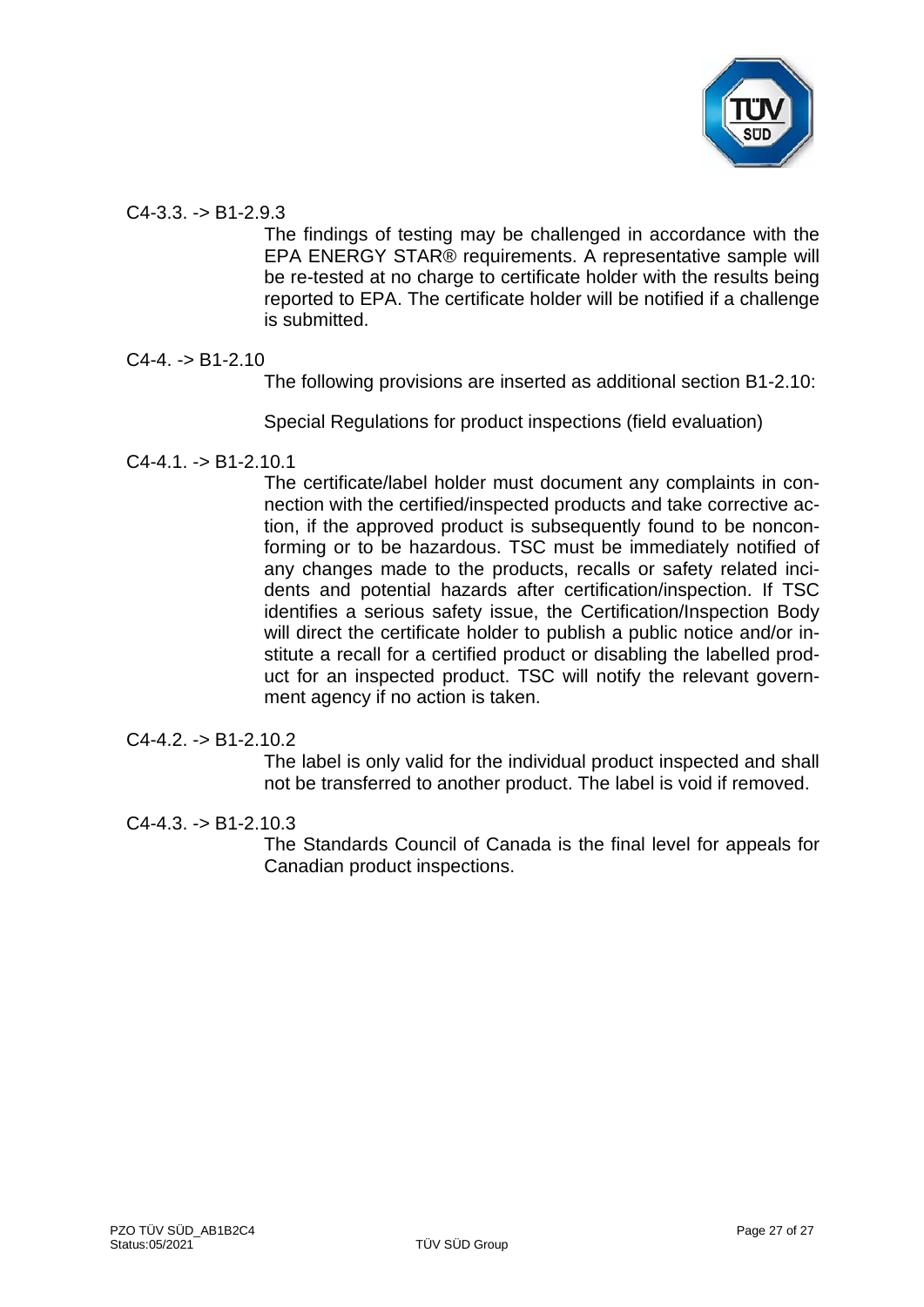C4-3.3. -> B1-2.9.3

The findings of testing may be challenged in accordance with the EPA ENERGY STAR® requirements. A representative sample will be re-tested at no charge to certificate holder with the results being reported to EPA. The certificate holder will be notified if a challenge is submitted.

C4-4. -> B1-2.10

The following provisions are inserted as additional section B1-2.10:

Special Regulations for product inspections (field evaluation)

C4-4.1. -> B1-2.10.1

The certificate/label holder must document any complaints in connection with the certified/inspected products and take corrective action, if the approved product is subsequently found to be nonconforming or to be hazardous. TSC must be immediately notified of any changes made to the products, recalls or safety related incidents and potential hazards after certification/inspection. If TSC identifies a serious safety issue, the Certification/Inspection Body will direct the certificate holder to publish a public notice and/or institute a recall for a certified product or disabling the labelled product for an inspected product. TSC will notify the relevant government agency if no action is taken.

C4-4.2. -> B1-2.10.2

The label is only valid for the individual product inspected and shall not be transferred to another product. The label is void if removed.

C4-4.3. -> B1-2.10.3

The Standards Council of Canada is the final level for appeals for Canadian product inspections.